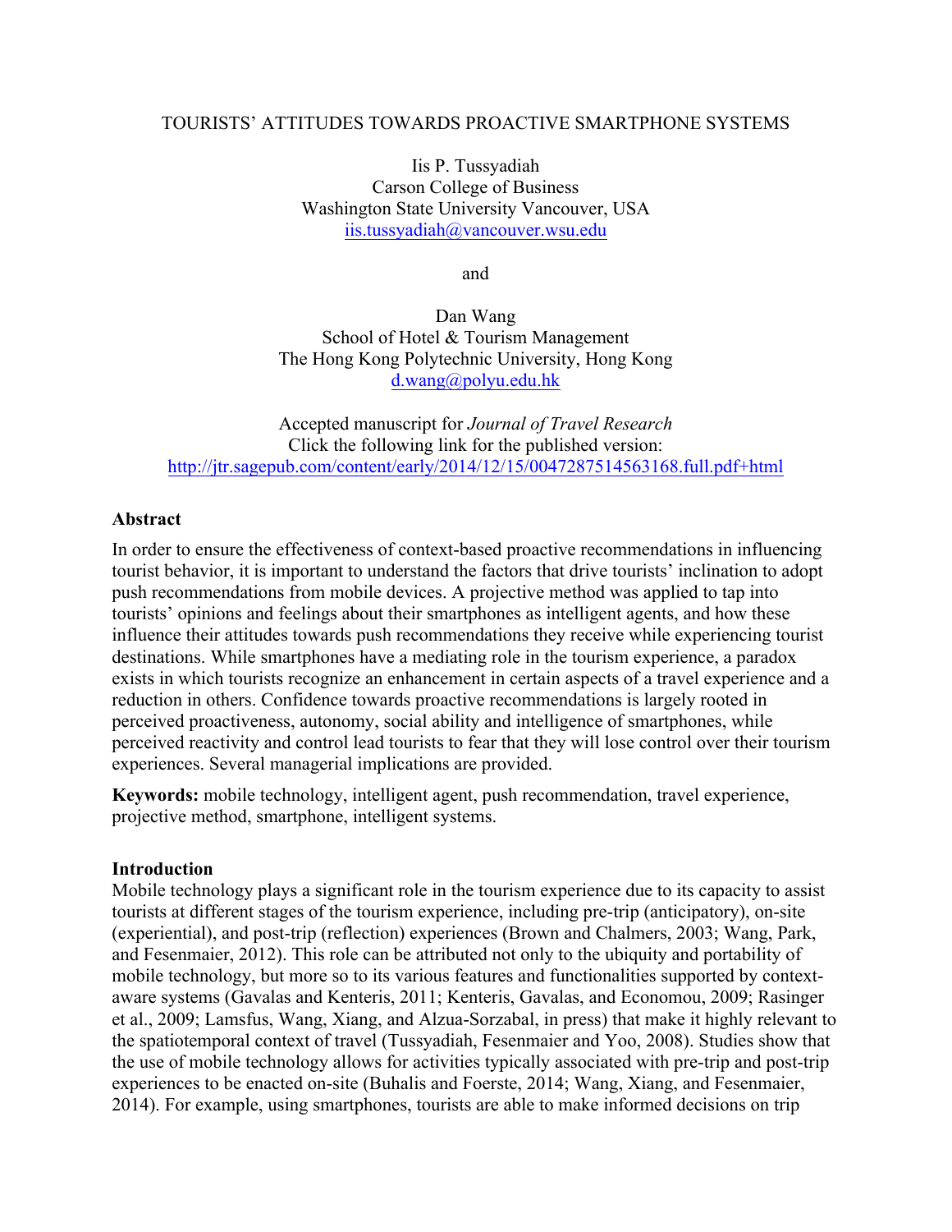# TOURISTS' ATTITUDES TOWARDS PROACTIVE SMARTPHONE SYSTEMS

Iis P. Tussyadiah
Carson College of Business
Washington State University Vancouver, USA
iis.tussyadiah@vancouver.wsu.edu

and

Dan Wang
School of Hotel & Tourism Management
The Hong Kong Polytechnic University, Hong Kong
d.wang@polyu.edu.hk

Accepted manuscript for *Journal of Travel Research*
Click the following link for the published version:
http://jtr.sagepub.com/content/early/2014/12/15/0047287514563168.full.pdf+html

## Abstract

In order to ensure the effectiveness of context-based proactive recommendations in influencing tourist behavior, it is important to understand the factors that drive tourists' inclination to adopt push recommendations from mobile devices. A projective method was applied to tap into tourists' opinions and feelings about their smartphones as intelligent agents, and how these influence their attitudes towards push recommendations they receive while experiencing tourist destinations. While smartphones have a mediating role in the tourism experience, a paradox exists in which tourists recognize an enhancement in certain aspects of a travel experience and a reduction in others. Confidence towards proactive recommendations is largely rooted in perceived proactiveness, autonomy, social ability and intelligence of smartphones, while perceived reactivity and control lead tourists to fear that they will lose control over their tourism experiences. Several managerial implications are provided.

**Keywords:** mobile technology, intelligent agent, push recommendation, travel experience, projective method, smartphone, intelligent systems.

## Introduction

Mobile technology plays a significant role in the tourism experience due to its capacity to assist tourists at different stages of the tourism experience, including pre-trip (anticipatory), on-site (experiential), and post-trip (reflection) experiences (Brown and Chalmers, 2003; Wang, Park, and Fesenmaier, 2012). This role can be attributed not only to the ubiquity and portability of mobile technology, but more so to its various features and functionalities supported by context-aware systems (Gavalas and Kenteris, 2011; Kenteris, Gavalas, and Economou, 2009; Rasinger et al., 2009; Lamsfus, Wang, Xiang, and Alzua-Sorzabal, in press) that make it highly relevant to the spatiotemporal context of travel (Tussyadiah, Fesenmaier and Yoo, 2008). Studies show that the use of mobile technology allows for activities typically associated with pre-trip and post-trip experiences to be enacted on-site (Buhalis and Foerste, 2014; Wang, Xiang, and Fesenmaier, 2014). For example, using smartphones, tourists are able to make informed decisions on trip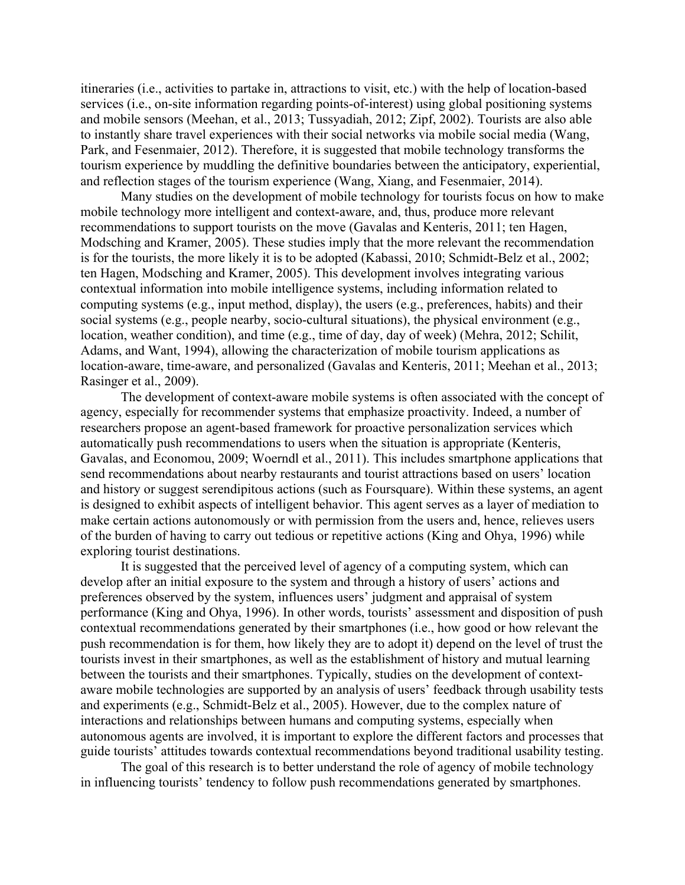itineraries (i.e., activities to partake in, attractions to visit, etc.) with the help of location-based services (i.e., on-site information regarding points-of-interest) using global positioning systems and mobile sensors (Meehan, et al., 2013; Tussyadiah, 2012; Zipf, 2002). Tourists are also able to instantly share travel experiences with their social networks via mobile social media (Wang, Park, and Fesenmaier, 2012). Therefore, it is suggested that mobile technology transforms the tourism experience by muddling the definitive boundaries between the anticipatory, experiential, and reflection stages of the tourism experience (Wang, Xiang, and Fesenmaier, 2014).

Many studies on the development of mobile technology for tourists focus on how to make mobile technology more intelligent and context-aware, and, thus, produce more relevant recommendations to support tourists on the move (Gavalas and Kenteris, 2011; ten Hagen, Modsching and Kramer, 2005). These studies imply that the more relevant the recommendation is for the tourists, the more likely it is to be adopted (Kabassi, 2010; Schmidt-Belz et al., 2002; ten Hagen, Modsching and Kramer, 2005). This development involves integrating various contextual information into mobile intelligence systems, including information related to computing systems (e.g., input method, display), the users (e.g., preferences, habits) and their social systems (e.g., people nearby, socio-cultural situations), the physical environment (e.g., location, weather condition), and time (e.g., time of day, day of week) (Mehra, 2012; Schilit, Adams, and Want, 1994), allowing the characterization of mobile tourism applications as location-aware, time-aware, and personalized (Gavalas and Kenteris, 2011; Meehan et al., 2013; Rasinger et al., 2009).

The development of context-aware mobile systems is often associated with the concept of agency, especially for recommender systems that emphasize proactivity. Indeed, a number of researchers propose an agent-based framework for proactive personalization services which automatically push recommendations to users when the situation is appropriate (Kenteris, Gavalas, and Economou, 2009; Woerndl et al., 2011). This includes smartphone applications that send recommendations about nearby restaurants and tourist attractions based on users' location and history or suggest serendipitous actions (such as Foursquare). Within these systems, an agent is designed to exhibit aspects of intelligent behavior. This agent serves as a layer of mediation to make certain actions autonomously or with permission from the users and, hence, relieves users of the burden of having to carry out tedious or repetitive actions (King and Ohya, 1996) while exploring tourist destinations.

It is suggested that the perceived level of agency of a computing system, which can develop after an initial exposure to the system and through a history of users' actions and preferences observed by the system, influences users' judgment and appraisal of system performance (King and Ohya, 1996). In other words, tourists' assessment and disposition of push contextual recommendations generated by their smartphones (i.e., how good or how relevant the push recommendation is for them, how likely they are to adopt it) depend on the level of trust the tourists invest in their smartphones, as well as the establishment of history and mutual learning between the tourists and their smartphones. Typically, studies on the development of context-aware mobile technologies are supported by an analysis of users' feedback through usability tests and experiments (e.g., Schmidt-Belz et al., 2005). However, due to the complex nature of interactions and relationships between humans and computing systems, especially when autonomous agents are involved, it is important to explore the different factors and processes that guide tourists' attitudes towards contextual recommendations beyond traditional usability testing.

The goal of this research is to better understand the role of agency of mobile technology in influencing tourists' tendency to follow push recommendations generated by smartphones.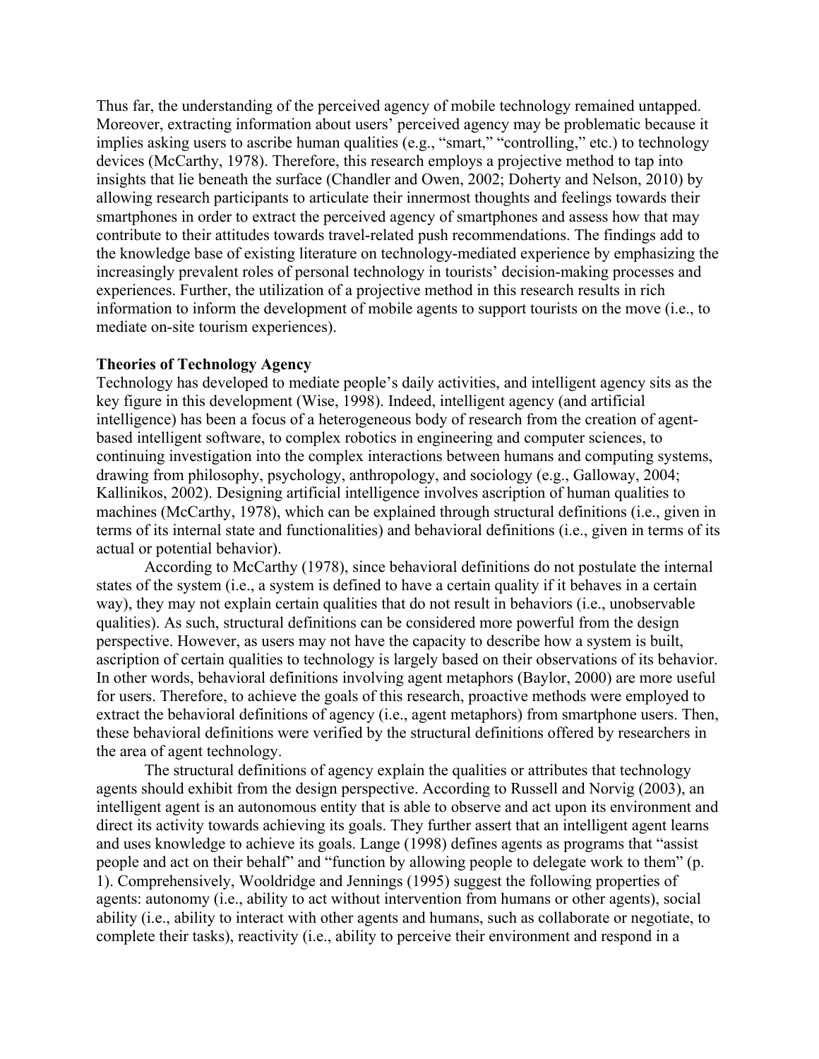Thus far, the understanding of the perceived agency of mobile technology remained untapped. Moreover, extracting information about users' perceived agency may be problematic because it implies asking users to ascribe human qualities (e.g., "smart," "controlling," etc.) to technology devices (McCarthy, 1978). Therefore, this research employs a projective method to tap into insights that lie beneath the surface (Chandler and Owen, 2002; Doherty and Nelson, 2010) by allowing research participants to articulate their innermost thoughts and feelings towards their smartphones in order to extract the perceived agency of smartphones and assess how that may contribute to their attitudes towards travel-related push recommendations. The findings add to the knowledge base of existing literature on technology-mediated experience by emphasizing the increasingly prevalent roles of personal technology in tourists' decision-making processes and experiences. Further, the utilization of a projective method in this research results in rich information to inform the development of mobile agents to support tourists on the move (i.e., to mediate on-site tourism experiences).

**Theories of Technology Agency**

Technology has developed to mediate people's daily activities, and intelligent agency sits as the key figure in this development (Wise, 1998). Indeed, intelligent agency (and artificial intelligence) has been a focus of a heterogeneous body of research from the creation of agent-based intelligent software, to complex robotics in engineering and computer sciences, to continuing investigation into the complex interactions between humans and computing systems, drawing from philosophy, psychology, anthropology, and sociology (e.g., Galloway, 2004; Kallinikos, 2002). Designing artificial intelligence involves ascription of human qualities to machines (McCarthy, 1978), which can be explained through structural definitions (i.e., given in terms of its internal state and functionalities) and behavioral definitions (i.e., given in terms of its actual or potential behavior).

According to McCarthy (1978), since behavioral definitions do not postulate the internal states of the system (i.e., a system is defined to have a certain quality if it behaves in a certain way), they may not explain certain qualities that do not result in behaviors (i.e., unobservable qualities). As such, structural definitions can be considered more powerful from the design perspective. However, as users may not have the capacity to describe how a system is built, ascription of certain qualities to technology is largely based on their observations of its behavior. In other words, behavioral definitions involving agent metaphors (Baylor, 2000) are more useful for users. Therefore, to achieve the goals of this research, proactive methods were employed to extract the behavioral definitions of agency (i.e., agent metaphors) from smartphone users. Then, these behavioral definitions were verified by the structural definitions offered by researchers in the area of agent technology.

The structural definitions of agency explain the qualities or attributes that technology agents should exhibit from the design perspective. According to Russell and Norvig (2003), an intelligent agent is an autonomous entity that is able to observe and act upon its environment and direct its activity towards achieving its goals. They further assert that an intelligent agent learns and uses knowledge to achieve its goals. Lange (1998) defines agents as programs that "assist people and act on their behalf" and "function by allowing people to delegate work to them" (p. 1). Comprehensively, Wooldridge and Jennings (1995) suggest the following properties of agents: autonomy (i.e., ability to act without intervention from humans or other agents), social ability (i.e., ability to interact with other agents and humans, such as collaborate or negotiate, to complete their tasks), reactivity (i.e., ability to perceive their environment and respond in a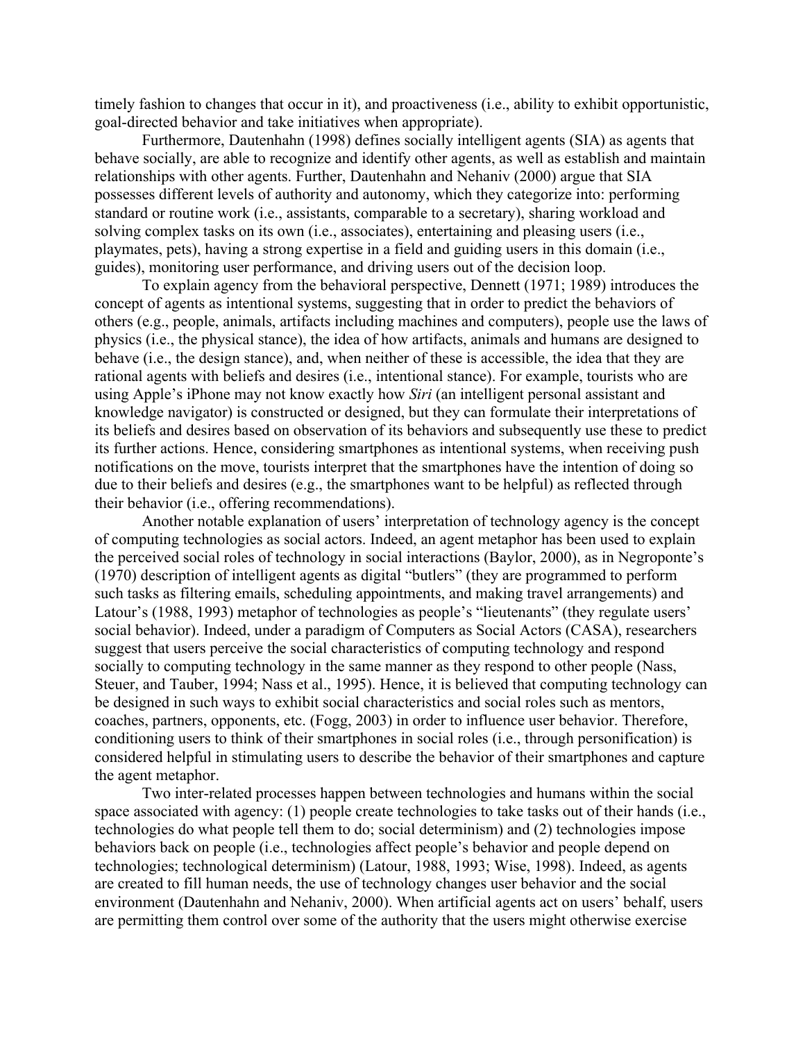timely fashion to changes that occur in it), and proactiveness (i.e., ability to exhibit opportunistic, goal-directed behavior and take initiatives when appropriate).

Furthermore, Dautenhahn (1998) defines socially intelligent agents (SIA) as agents that behave socially, are able to recognize and identify other agents, as well as establish and maintain relationships with other agents. Further, Dautenhahn and Nehaniv (2000) argue that SIA possesses different levels of authority and autonomy, which they categorize into: performing standard or routine work (i.e., assistants, comparable to a secretary), sharing workload and solving complex tasks on its own (i.e., associates), entertaining and pleasing users (i.e., playmates, pets), having a strong expertise in a field and guiding users in this domain (i.e., guides), monitoring user performance, and driving users out of the decision loop.

To explain agency from the behavioral perspective, Dennett (1971; 1989) introduces the concept of agents as intentional systems, suggesting that in order to predict the behaviors of others (e.g., people, animals, artifacts including machines and computers), people use the laws of physics (i.e., the physical stance), the idea of how artifacts, animals and humans are designed to behave (i.e., the design stance), and, when neither of these is accessible, the idea that they are rational agents with beliefs and desires (i.e., intentional stance). For example, tourists who are using Apple's iPhone may not know exactly how *Siri* (an intelligent personal assistant and knowledge navigator) is constructed or designed, but they can formulate their interpretations of its beliefs and desires based on observation of its behaviors and subsequently use these to predict its further actions. Hence, considering smartphones as intentional systems, when receiving push notifications on the move, tourists interpret that the smartphones have the intention of doing so due to their beliefs and desires (e.g., the smartphones want to be helpful) as reflected through their behavior (i.e., offering recommendations).

Another notable explanation of users' interpretation of technology agency is the concept of computing technologies as social actors. Indeed, an agent metaphor has been used to explain the perceived social roles of technology in social interactions (Baylor, 2000), as in Negroponte's (1970) description of intelligent agents as digital "butlers" (they are programmed to perform such tasks as filtering emails, scheduling appointments, and making travel arrangements) and Latour's (1988, 1993) metaphor of technologies as people's "lieutenants" (they regulate users' social behavior). Indeed, under a paradigm of Computers as Social Actors (CASA), researchers suggest that users perceive the social characteristics of computing technology and respond socially to computing technology in the same manner as they respond to other people (Nass, Steuer, and Tauber, 1994; Nass et al., 1995). Hence, it is believed that computing technology can be designed in such ways to exhibit social characteristics and social roles such as mentors, coaches, partners, opponents, etc. (Fogg, 2003) in order to influence user behavior. Therefore, conditioning users to think of their smartphones in social roles (i.e., through personification) is considered helpful in stimulating users to describe the behavior of their smartphones and capture the agent metaphor.

Two inter-related processes happen between technologies and humans within the social space associated with agency: (1) people create technologies to take tasks out of their hands (i.e., technologies do what people tell them to do; social determinism) and (2) technologies impose behaviors back on people (i.e., technologies affect people's behavior and people depend on technologies; technological determinism) (Latour, 1988, 1993; Wise, 1998). Indeed, as agents are created to fill human needs, the use of technology changes user behavior and the social environment (Dautenhahn and Nehaniv, 2000). When artificial agents act on users' behalf, users are permitting them control over some of the authority that the users might otherwise exercise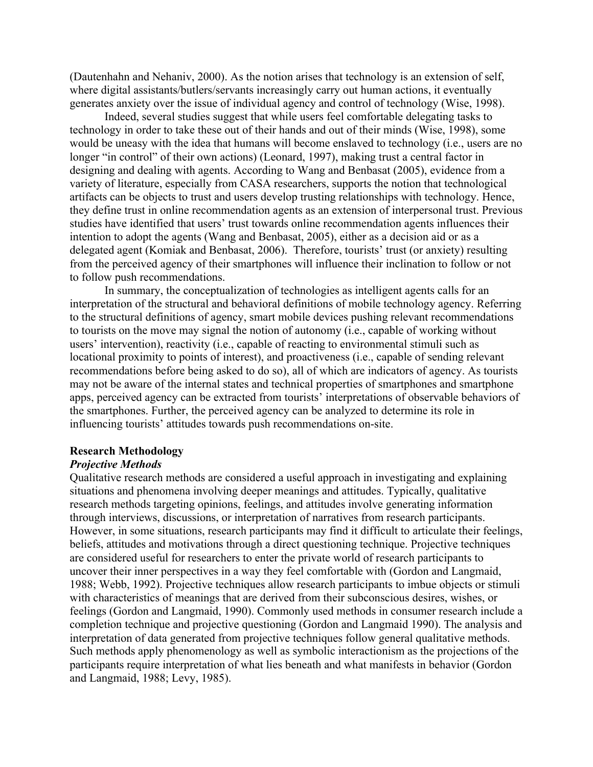(Dautenhahn and Nehaniv, 2000). As the notion arises that technology is an extension of self, where digital assistants/butlers/servants increasingly carry out human actions, it eventually generates anxiety over the issue of individual agency and control of technology (Wise, 1998).

Indeed, several studies suggest that while users feel comfortable delegating tasks to technology in order to take these out of their hands and out of their minds (Wise, 1998), some would be uneasy with the idea that humans will become enslaved to technology (i.e., users are no longer "in control" of their own actions) (Leonard, 1997), making trust a central factor in designing and dealing with agents. According to Wang and Benbasat (2005), evidence from a variety of literature, especially from CASA researchers, supports the notion that technological artifacts can be objects to trust and users develop trusting relationships with technology. Hence, they define trust in online recommendation agents as an extension of interpersonal trust. Previous studies have identified that users' trust towards online recommendation agents influences their intention to adopt the agents (Wang and Benbasat, 2005), either as a decision aid or as a delegated agent (Komiak and Benbasat, 2006). Therefore, tourists' trust (or anxiety) resulting from the perceived agency of their smartphones will influence their inclination to follow or not to follow push recommendations.

In summary, the conceptualization of technologies as intelligent agents calls for an interpretation of the structural and behavioral definitions of mobile technology agency. Referring to the structural definitions of agency, smart mobile devices pushing relevant recommendations to tourists on the move may signal the notion of autonomy (i.e., capable of working without users' intervention), reactivity (i.e., capable of reacting to environmental stimuli such as locational proximity to points of interest), and proactiveness (i.e., capable of sending relevant recommendations before being asked to do so), all of which are indicators of agency. As tourists may not be aware of the internal states and technical properties of smartphones and smartphone apps, perceived agency can be extracted from tourists' interpretations of observable behaviors of the smartphones. Further, the perceived agency can be analyzed to determine its role in influencing tourists' attitudes towards push recommendations on-site.

## Research Methodology

### *Projective Methods*

Qualitative research methods are considered a useful approach in investigating and explaining situations and phenomena involving deeper meanings and attitudes. Typically, qualitative research methods targeting opinions, feelings, and attitudes involve generating information through interviews, discussions, or interpretation of narratives from research participants. However, in some situations, research participants may find it difficult to articulate their feelings, beliefs, attitudes and motivations through a direct questioning technique. Projective techniques are considered useful for researchers to enter the private world of research participants to uncover their inner perspectives in a way they feel comfortable with (Gordon and Langmaid, 1988; Webb, 1992). Projective techniques allow research participants to imbue objects or stimuli with characteristics of meanings that are derived from their subconscious desires, wishes, or feelings (Gordon and Langmaid, 1990). Commonly used methods in consumer research include a completion technique and projective questioning (Gordon and Langmaid 1990). The analysis and interpretation of data generated from projective techniques follow general qualitative methods. Such methods apply phenomenology as well as symbolic interactionism as the projections of the participants require interpretation of what lies beneath and what manifests in behavior (Gordon and Langmaid, 1988; Levy, 1985).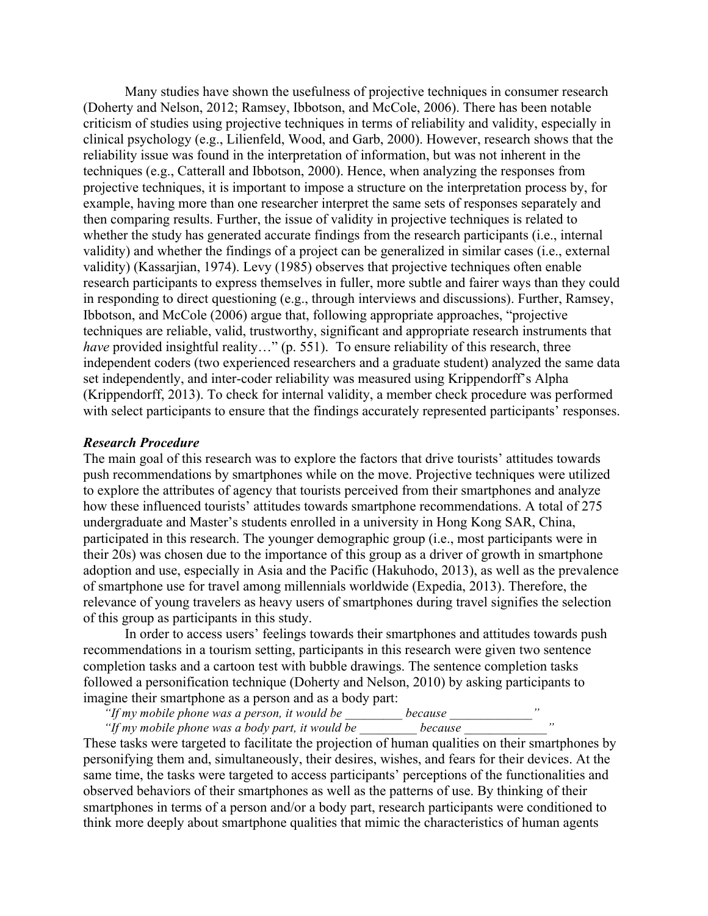Many studies have shown the usefulness of projective techniques in consumer research (Doherty and Nelson, 2012; Ramsey, Ibbotson, and McCole, 2006). There has been notable criticism of studies using projective techniques in terms of reliability and validity, especially in clinical psychology (e.g., Lilienfeld, Wood, and Garb, 2000). However, research shows that the reliability issue was found in the interpretation of information, but was not inherent in the techniques (e.g., Catterall and Ibbotson, 2000). Hence, when analyzing the responses from projective techniques, it is important to impose a structure on the interpretation process by, for example, having more than one researcher interpret the same sets of responses separately and then comparing results. Further, the issue of validity in projective techniques is related to whether the study has generated accurate findings from the research participants (i.e., internal validity) and whether the findings of a project can be generalized in similar cases (i.e., external validity) (Kassarjian, 1974). Levy (1985) observes that projective techniques often enable research participants to express themselves in fuller, more subtle and fairer ways than they could in responding to direct questioning (e.g., through interviews and discussions). Further, Ramsey, Ibbotson, and McCole (2006) argue that, following appropriate approaches, "projective techniques are reliable, valid, trustworthy, significant and appropriate research instruments that *have* provided insightful reality…" (p. 551). To ensure reliability of this research, three independent coders (two experienced researchers and a graduate student) analyzed the same data set independently, and inter-coder reliability was measured using Krippendorff's Alpha (Krippendorff, 2013). To check for internal validity, a member check procedure was performed with select participants to ensure that the findings accurately represented participants' responses.

***Research Procedure***

The main goal of this research was to explore the factors that drive tourists' attitudes towards push recommendations by smartphones while on the move. Projective techniques were utilized to explore the attributes of agency that tourists perceived from their smartphones and analyze how these influenced tourists' attitudes towards smartphone recommendations. A total of 275 undergraduate and Master's students enrolled in a university in Hong Kong SAR, China, participated in this research. The younger demographic group (i.e., most participants were in their 20s) was chosen due to the importance of this group as a driver of growth in smartphone adoption and use, especially in Asia and the Pacific (Hakuhodo, 2013), as well as the prevalence of smartphone use for travel among millennials worldwide (Expedia, 2013). Therefore, the relevance of young travelers as heavy users of smartphones during travel signifies the selection of this group as participants in this study.

In order to access users' feelings towards their smartphones and attitudes towards push recommendations in a tourism setting, participants in this research were given two sentence completion tasks and a cartoon test with bubble drawings. The sentence completion tasks followed a personification technique (Doherty and Nelson, 2010) by asking participants to imagine their smartphone as a person and as a body part:

*"If my mobile phone was a person, it would be _________ because _____________"*

*"If my mobile phone was a body part, it would be _________ because _____________"*

These tasks were targeted to facilitate the projection of human qualities on their smartphones by personifying them and, simultaneously, their desires, wishes, and fears for their devices. At the same time, the tasks were targeted to access participants' perceptions of the functionalities and observed behaviors of their smartphones as well as the patterns of use. By thinking of their smartphones in terms of a person and/or a body part, research participants were conditioned to think more deeply about smartphone qualities that mimic the characteristics of human agents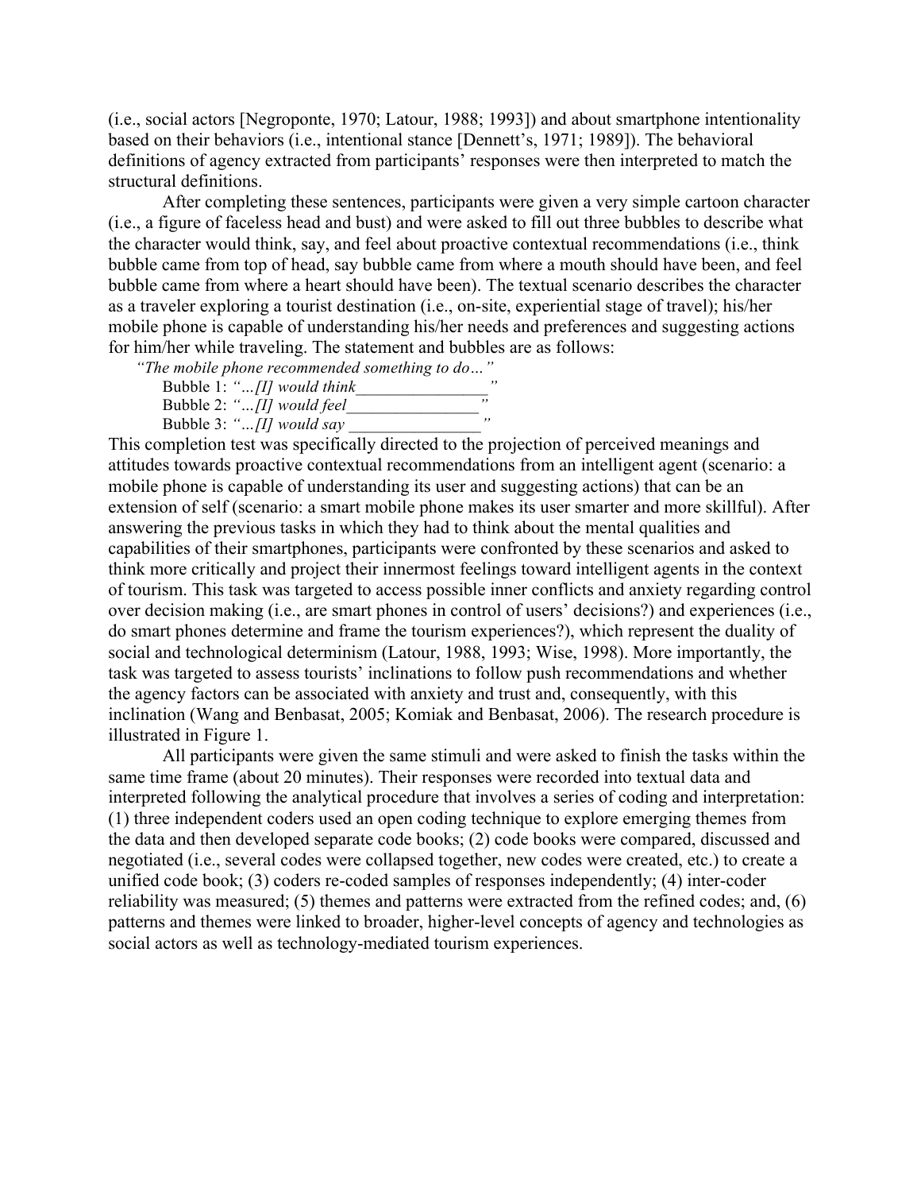(i.e., social actors [Negroponte, 1970; Latour, 1988; 1993]) and about smartphone intentionality based on their behaviors (i.e., intentional stance [Dennett's, 1971; 1989]). The behavioral definitions of agency extracted from participants' responses were then interpreted to match the structural definitions.

After completing these sentences, participants were given a very simple cartoon character (i.e., a figure of faceless head and bust) and were asked to fill out three bubbles to describe what the character would think, say, and feel about proactive contextual recommendations (i.e., think bubble came from top of head, say bubble came from where a mouth should have been, and feel bubble came from where a heart should have been). The textual scenario describes the character as a traveler exploring a tourist destination (i.e., on-site, experiential stage of travel); his/her mobile phone is capable of understanding his/her needs and preferences and suggesting actions for him/her while traveling. The statement and bubbles are as follows:

*"The mobile phone recommended something to do…"*

Bubble 1: *"…[I] would think________________"*

Bubble 2: *"…[I] would feel________________"*

Bubble 3: *"…[I] would say ________________"*

This completion test was specifically directed to the projection of perceived meanings and attitudes towards proactive contextual recommendations from an intelligent agent (scenario: a mobile phone is capable of understanding its user and suggesting actions) that can be an extension of self (scenario: a smart mobile phone makes its user smarter and more skillful). After answering the previous tasks in which they had to think about the mental qualities and capabilities of their smartphones, participants were confronted by these scenarios and asked to think more critically and project their innermost feelings toward intelligent agents in the context of tourism. This task was targeted to access possible inner conflicts and anxiety regarding control over decision making (i.e., are smart phones in control of users' decisions?) and experiences (i.e., do smart phones determine and frame the tourism experiences?), which represent the duality of social and technological determinism (Latour, 1988, 1993; Wise, 1998). More importantly, the task was targeted to assess tourists' inclinations to follow push recommendations and whether the agency factors can be associated with anxiety and trust and, consequently, with this inclination (Wang and Benbasat, 2005; Komiak and Benbasat, 2006). The research procedure is illustrated in Figure 1.

All participants were given the same stimuli and were asked to finish the tasks within the same time frame (about 20 minutes). Their responses were recorded into textual data and interpreted following the analytical procedure that involves a series of coding and interpretation: (1) three independent coders used an open coding technique to explore emerging themes from the data and then developed separate code books; (2) code books were compared, discussed and negotiated (i.e., several codes were collapsed together, new codes were created, etc.) to create a unified code book; (3) coders re-coded samples of responses independently; (4) inter-coder reliability was measured; (5) themes and patterns were extracted from the refined codes; and, (6) patterns and themes were linked to broader, higher-level concepts of agency and technologies as social actors as well as technology-mediated tourism experiences.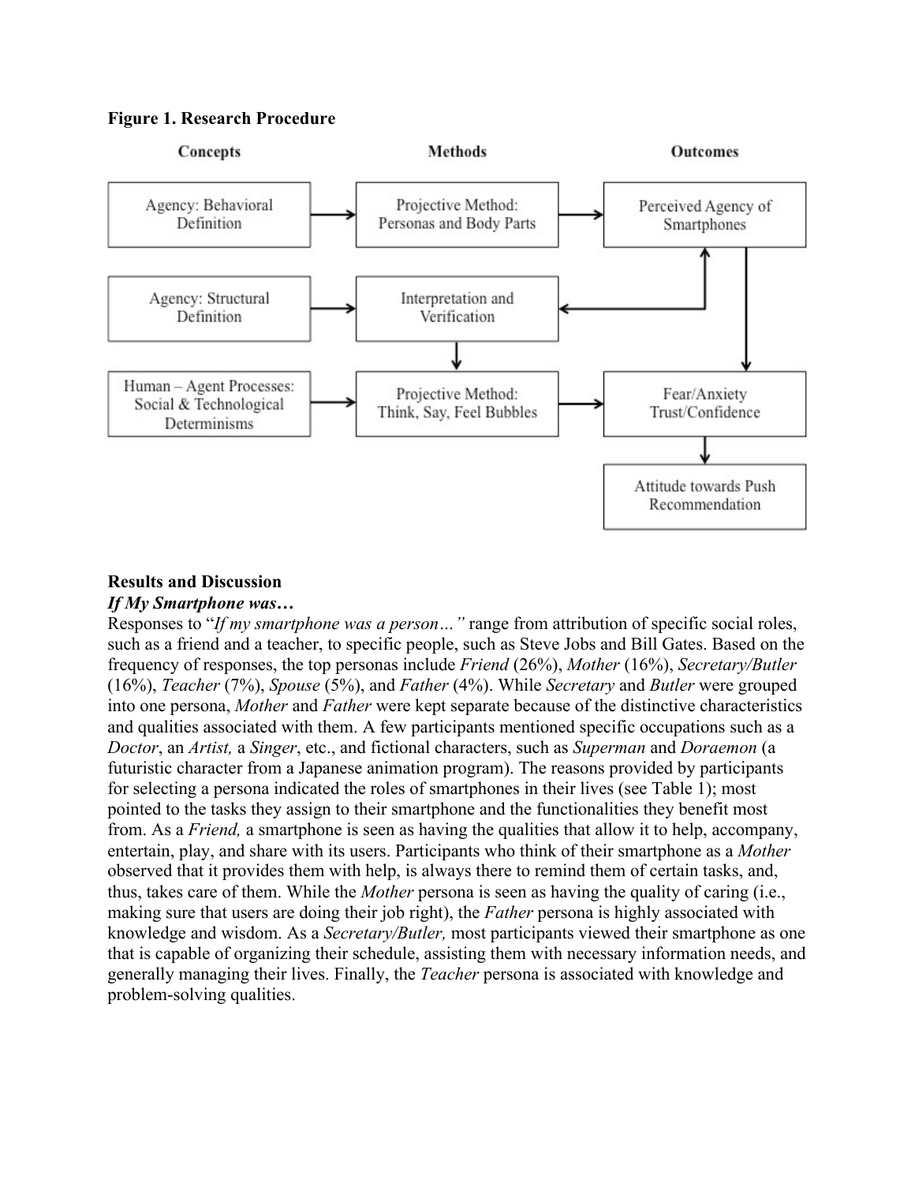**Figure 1. Research Procedure**

| Concepts | Methods | Outcomes |
|---|---|---|
| Agency: Behavioral Definition | Projective Method: Personas and Body Parts | Perceived Agency of Smartphones |
| Agency: Structural Definition | Interpretation and Verification | |
| Human – Agent Processes: Social & Technological Determinisms | Projective Method: Think, Say, Feel Bubbles | Fear/Anxiety Trust/Confidence |
| | | Attitude towards Push Recommendation |

## Results and Discussion

### *If My Smartphone was…*

Responses to "*If my smartphone was a person…"* range from attribution of specific social roles, such as a friend and a teacher, to specific people, such as Steve Jobs and Bill Gates. Based on the frequency of responses, the top personas include *Friend* (26%), *Mother* (16%), *Secretary/Butler* (16%), *Teacher* (7%), *Spouse* (5%), and *Father* (4%). While *Secretary* and *Butler* were grouped into one persona, *Mother* and *Father* were kept separate because of the distinctive characteristics and qualities associated with them. A few participants mentioned specific occupations such as a *Doctor*, an *Artist,* a *Singer*, etc., and fictional characters, such as *Superman* and *Doraemon* (a futuristic character from a Japanese animation program). The reasons provided by participants for selecting a persona indicated the roles of smartphones in their lives (see Table 1); most pointed to the tasks they assign to their smartphone and the functionalities they benefit most from. As a *Friend,* a smartphone is seen as having the qualities that allow it to help, accompany, entertain, play, and share with its users. Participants who think of their smartphone as a *Mother* observed that it provides them with help, is always there to remind them of certain tasks, and, thus, takes care of them. While the *Mother* persona is seen as having the quality of caring (i.e., making sure that users are doing their job right), the *Father* persona is highly associated with knowledge and wisdom. As a *Secretary/Butler,* most participants viewed their smartphone as one that is capable of organizing their schedule, assisting them with necessary information needs, and generally managing their lives. Finally, the *Teacher* persona is associated with knowledge and problem-solving qualities.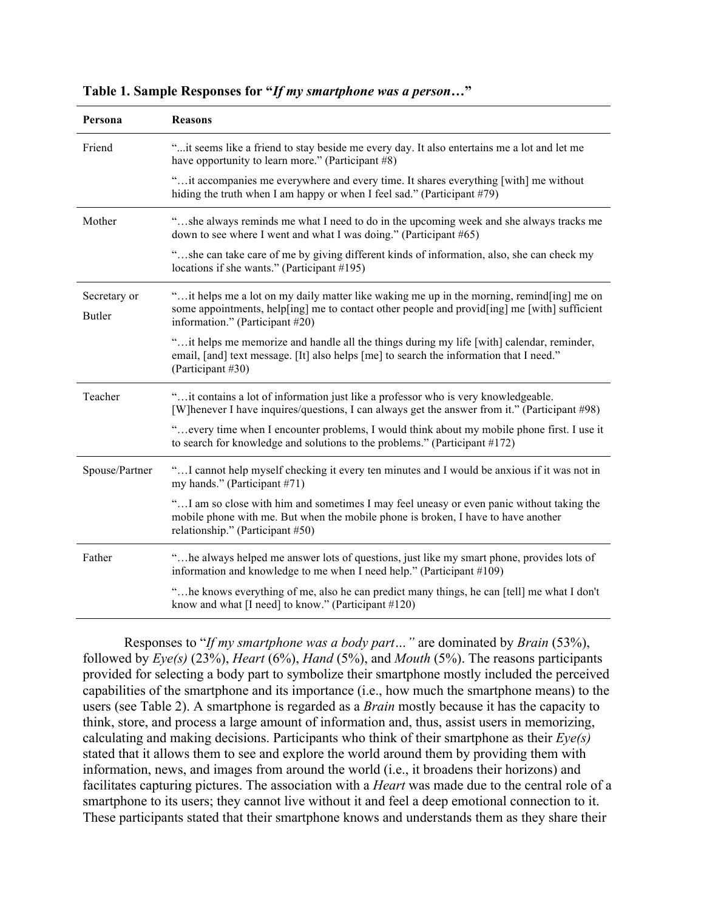**Table 1. Sample Responses for "*If my smartphone was a person…*"**

| Persona | Reasons |
|---|---|
| Friend | "...it seems like a friend to stay beside me every day. It also entertains me a lot and let me have opportunity to learn more." (Participant #8) |
| | "…it accompanies me everywhere and every time. It shares everything [with] me without hiding the truth when I am happy or when I feel sad." (Participant #79) |
| Mother | "…she always reminds me what I need to do in the upcoming week and she always tracks me down to see where I went and what I was doing." (Participant #65) |
| | "…she can take care of me by giving different kinds of information, also, she can check my locations if she wants." (Participant #195) |
| Secretary or Butler | "…it helps me a lot on my daily matter like waking me up in the morning, remind[ing] me on some appointments, help[ing] me to contact other people and provid[ing] me [with] sufficient information." (Participant #20) |
| | "…it helps me memorize and handle all the things during my life [with] calendar, reminder, email, [and] text message. [It] also helps [me] to search the information that I need." (Participant #30) |
| Teacher | "…it contains a lot of information just like a professor who is very knowledgeable. [W]henever I have inquires/questions, I can always get the answer from it." (Participant #98) |
| | "…every time when I encounter problems, I would think about my mobile phone first. I use it to search for knowledge and solutions to the problems." (Participant #172) |
| Spouse/Partner | "…I cannot help myself checking it every ten minutes and I would be anxious if it was not in my hands." (Participant #71) |
| | "…I am so close with him and sometimes I may feel uneasy or even panic without taking the mobile phone with me. But when the mobile phone is broken, I have to have another relationship." (Participant #50) |
| Father | "…he always helped me answer lots of questions, just like my smart phone, provides lots of information and knowledge to me when I need help." (Participant #109) |
| | "…he knows everything of me, also he can predict many things, he can [tell] me what I don't know and what [I need] to know." (Participant #120) |

Responses to "*If my smartphone was a body part…*" are dominated by *Brain* (53%), followed by *Eye(s)* (23%), *Heart* (6%), *Hand* (5%), and *Mouth* (5%). The reasons participants provided for selecting a body part to symbolize their smartphone mostly included the perceived capabilities of the smartphone and its importance (i.e., how much the smartphone means) to the users (see Table 2). A smartphone is regarded as a *Brain* mostly because it has the capacity to think, store, and process a large amount of information and, thus, assist users in memorizing, calculating and making decisions. Participants who think of their smartphone as their *Eye(s)* stated that it allows them to see and explore the world around them by providing them with information, news, and images from around the world (i.e., it broadens their horizons) and facilitates capturing pictures. The association with a *Heart* was made due to the central role of a smartphone to its users; they cannot live without it and feel a deep emotional connection to it. These participants stated that their smartphone knows and understands them as they share their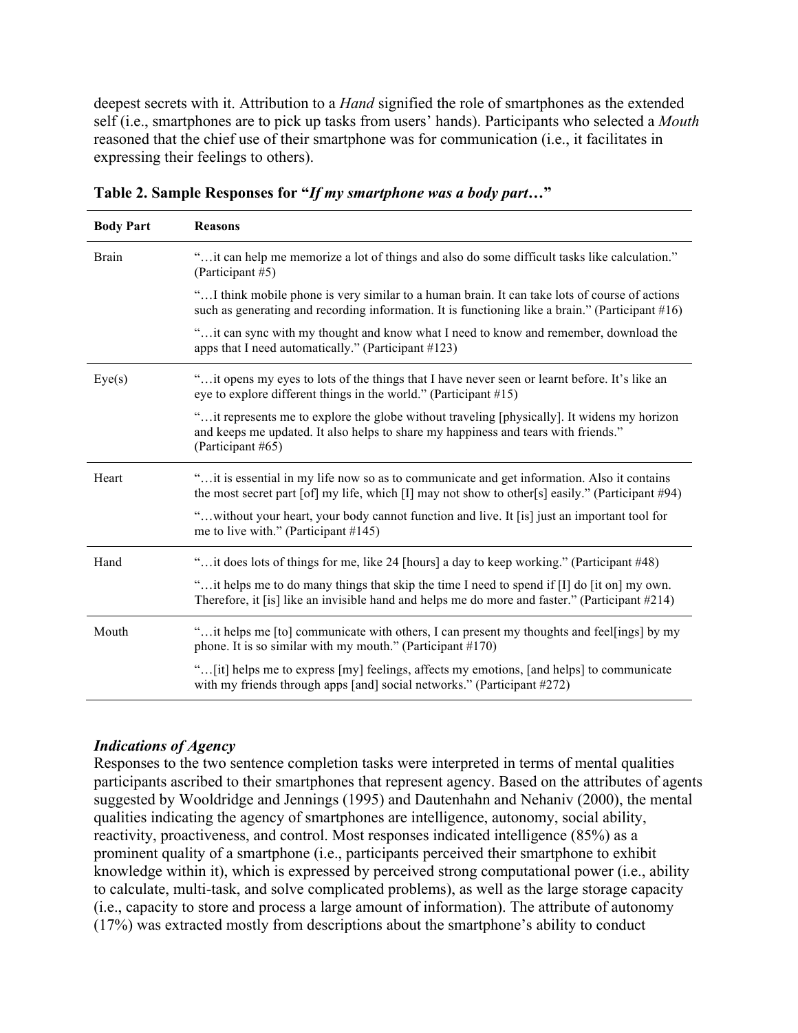deepest secrets with it. Attribution to a *Hand* signified the role of smartphones as the extended self (i.e., smartphones are to pick up tasks from users' hands). Participants who selected a *Mouth* reasoned that the chief use of their smartphone was for communication (i.e., it facilitates in expressing their feelings to others).

**Table 2. Sample Responses for "*If my smartphone was a body part*…"**

| Body Part | Reasons |
|---|---|
| Brain | "…it can help me memorize a lot of things and also do some difficult tasks like calculation." (Participant #5) |
| | "…I think mobile phone is very similar to a human brain. It can take lots of course of actions such as generating and recording information. It is functioning like a brain." (Participant #16) |
| | "…it can sync with my thought and know what I need to know and remember, download the apps that I need automatically." (Participant #123) |
| Eye(s) | "…it opens my eyes to lots of the things that I have never seen or learnt before. It's like an eye to explore different things in the world." (Participant #15) |
| | "…it represents me to explore the globe without traveling [physically]. It widens my horizon and keeps me updated. It also helps to share my happiness and tears with friends." (Participant #65) |
| Heart | "…it is essential in my life now so as to communicate and get information. Also it contains the most secret part [of] my life, which [I] may not show to other[s] easily." (Participant #94) |
| | "…without your heart, your body cannot function and live. It [is] just an important tool for me to live with." (Participant #145) |
| Hand | "…it does lots of things for me, like 24 [hours] a day to keep working." (Participant #48) |
| | "…it helps me to do many things that skip the time I need to spend if [I] do [it on] my own. Therefore, it [is] like an invisible hand and helps me do more and faster." (Participant #214) |
| Mouth | "…it helps me [to] communicate with others, I can present my thoughts and feel[ings] by my phone. It is so similar with my mouth." (Participant #170) |
| | "…[it] helps me to express [my] feelings, affects my emotions, [and helps] to communicate with my friends through apps [and] social networks." (Participant #272) |

### *Indications of Agency*

Responses to the two sentence completion tasks were interpreted in terms of mental qualities participants ascribed to their smartphones that represent agency. Based on the attributes of agents suggested by Wooldridge and Jennings (1995) and Dautenhahn and Nehaniv (2000), the mental qualities indicating the agency of smartphones are intelligence, autonomy, social ability, reactivity, proactiveness, and control. Most responses indicated intelligence (85%) as a prominent quality of a smartphone (i.e., participants perceived their smartphone to exhibit knowledge within it), which is expressed by perceived strong computational power (i.e., ability to calculate, multi-task, and solve complicated problems), as well as the large storage capacity (i.e., capacity to store and process a large amount of information). The attribute of autonomy (17%) was extracted mostly from descriptions about the smartphone's ability to conduct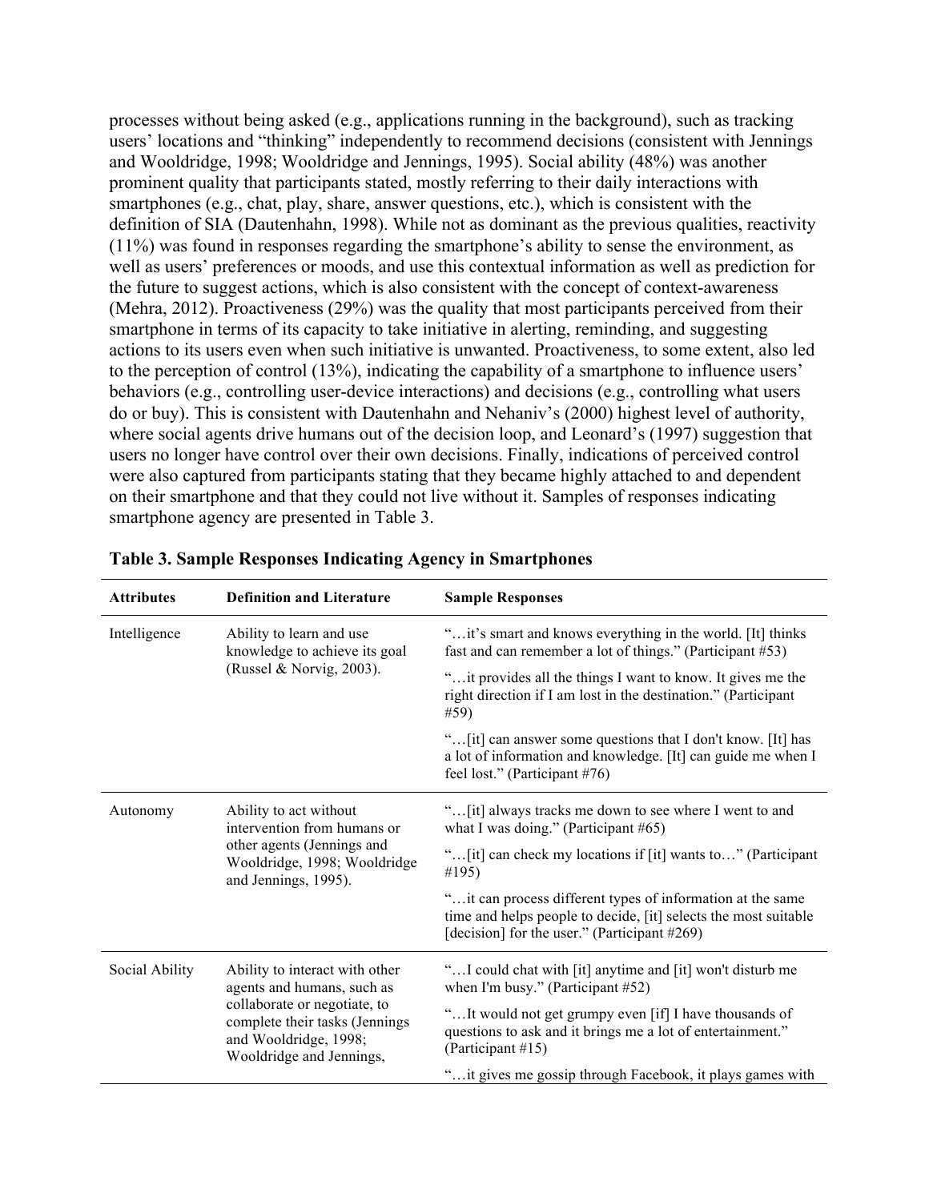processes without being asked (e.g., applications running in the background), such as tracking users' locations and "thinking" independently to recommend decisions (consistent with Jennings and Wooldridge, 1998; Wooldridge and Jennings, 1995). Social ability (48%) was another prominent quality that participants stated, mostly referring to their daily interactions with smartphones (e.g., chat, play, share, answer questions, etc.), which is consistent with the definition of SIA (Dautenhahn, 1998). While not as dominant as the previous qualities, reactivity (11%) was found in responses regarding the smartphone's ability to sense the environment, as well as users' preferences or moods, and use this contextual information as well as prediction for the future to suggest actions, which is also consistent with the concept of context-awareness (Mehra, 2012). Proactiveness (29%) was the quality that most participants perceived from their smartphone in terms of its capacity to take initiative in alerting, reminding, and suggesting actions to its users even when such initiative is unwanted. Proactiveness, to some extent, also led to the perception of control (13%), indicating the capability of a smartphone to influence users' behaviors (e.g., controlling user-device interactions) and decisions (e.g., controlling what users do or buy). This is consistent with Dautenhahn and Nehaniv's (2000) highest level of authority, where social agents drive humans out of the decision loop, and Leonard's (1997) suggestion that users no longer have control over their own decisions. Finally, indications of perceived control were also captured from participants stating that they became highly attached to and dependent on their smartphone and that they could not live without it. Samples of responses indicating smartphone agency are presented in Table 3.

**Table 3. Sample Responses Indicating Agency in Smartphones**

| Attributes | Definition and Literature | Sample Responses |
|---|---|---|
| Intelligence | Ability to learn and use knowledge to achieve its goal (Russel & Norvig, 2003). | "…it's smart and knows everything in the world. [It] thinks fast and can remember a lot of things." (Participant #53) |
| | | "…it provides all the things I want to know. It gives me the right direction if I am lost in the destination." (Participant #59) |
| | | "…[it] can answer some questions that I don't know. [It] has a lot of information and knowledge. [It] can guide me when I feel lost." (Participant #76) |
| Autonomy | Ability to act without intervention from humans or other agents (Jennings and Wooldridge, 1998; Wooldridge and Jennings, 1995). | "…[it] always tracks me down to see where I went to and what I was doing." (Participant #65) |
| | | "…[it] can check my locations if [it] wants to…" (Participant #195) |
| | | "…it can process different types of information at the same time and helps people to decide, [it] selects the most suitable [decision] for the user." (Participant #269) |
| Social Ability | Ability to interact with other agents and humans, such as collaborate or negotiate, to complete their tasks (Jennings and Wooldridge, 1998; Wooldridge and Jennings, | "…I could chat with [it] anytime and [it] won't disturb me when I'm busy." (Participant #52) |
| | | "…It would not get grumpy even [if] I have thousands of questions to ask and it brings me a lot of entertainment." (Participant #15) |
| | | "…it gives me gossip through Facebook, it plays games with |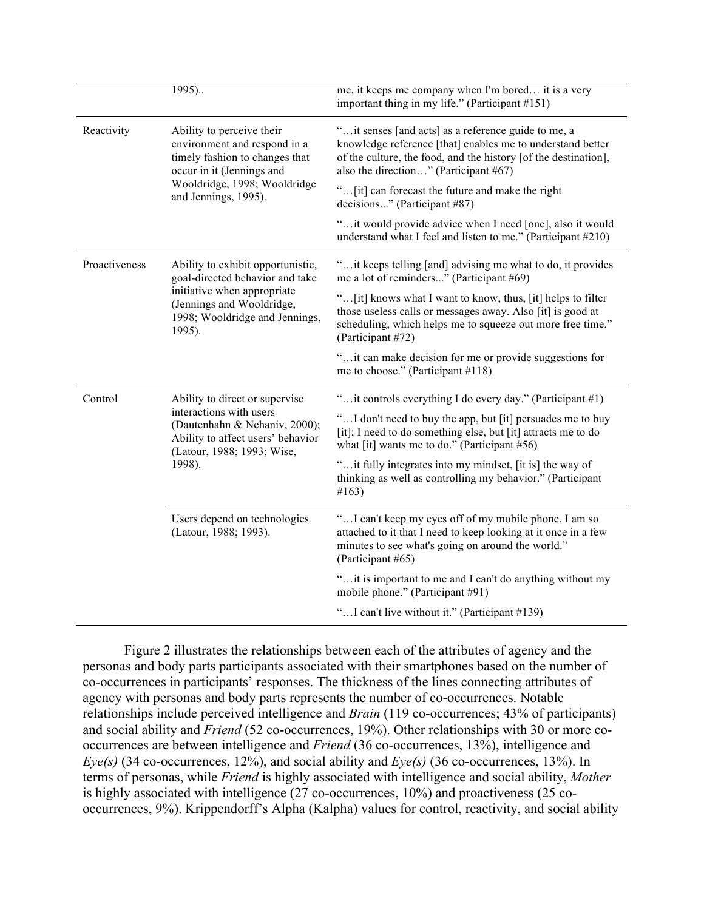| | 1995).. | me, it keeps me company when I'm bored… it is a very important thing in my life." (Participant #151) |
|---|---|---|
| Reactivity | Ability to perceive their environment and respond in a timely fashion to changes that occur in it (Jennings and Wooldridge, 1998; Wooldridge and Jennings, 1995). | "…it senses [and acts] as a reference guide to me, a knowledge reference [that] enables me to understand better of the culture, the food, and the history [of the destination], also the direction…" (Participant #67) |
| | | "…[it] can forecast the future and make the right decisions..." (Participant #87) |
| | | "…it would provide advice when I need [one], also it would understand what I feel and listen to me." (Participant #210) |
| Proactiveness | Ability to exhibit opportunistic, goal-directed behavior and take initiative when appropriate (Jennings and Wooldridge, 1998; Wooldridge and Jennings, 1995). | "…it keeps telling [and] advising me what to do, it provides me a lot of reminders..." (Participant #69) |
| | | "…[it] knows what I want to know, thus, [it] helps to filter those useless calls or messages away. Also [it] is good at scheduling, which helps me to squeeze out more free time." (Participant #72) |
| | | "…it can make decision for me or provide suggestions for me to choose." (Participant #118) |
| Control | Ability to direct or supervise interactions with users (Dautenhahn & Nehaniv, 2000); Ability to affect users' behavior (Latour, 1988; 1993; Wise, 1998). | "…it controls everything I do every day." (Participant #1) |
| | | "…I don't need to buy the app, but [it] persuades me to buy [it]; I need to do something else, but [it] attracts me to do what [it] wants me to do." (Participant #56) |
| | | "…it fully integrates into my mindset, [it is] the way of thinking as well as controlling my behavior." (Participant #163) |
| | Users depend on technologies (Latour, 1988; 1993). | "…I can't keep my eyes off of my mobile phone, I am so attached to it that I need to keep looking at it once in a few minutes to see what's going on around the world." (Participant #65) |
| | | "…it is important to me and I can't do anything without my mobile phone." (Participant #91) |
| | | "…I can't live without it." (Participant #139) |

Figure 2 illustrates the relationships between each of the attributes of agency and the personas and body parts participants associated with their smartphones based on the number of co-occurrences in participants' responses. The thickness of the lines connecting attributes of agency with personas and body parts represents the number of co-occurrences. Notable relationships include perceived intelligence and *Brain* (119 co-occurrences; 43% of participants) and social ability and *Friend* (52 co-occurrences, 19%). Other relationships with 30 or more co-occurrences are between intelligence and *Friend* (36 co-occurrences, 13%), intelligence and *Eye(s)* (34 co-occurrences, 12%), and social ability and *Eye(s)* (36 co-occurrences, 13%). In terms of personas, while *Friend* is highly associated with intelligence and social ability, *Mother* is highly associated with intelligence (27 co-occurrences, 10%) and proactiveness (25 co-occurrences, 9%). Krippendorff's Alpha (Kalpha) values for control, reactivity, and social ability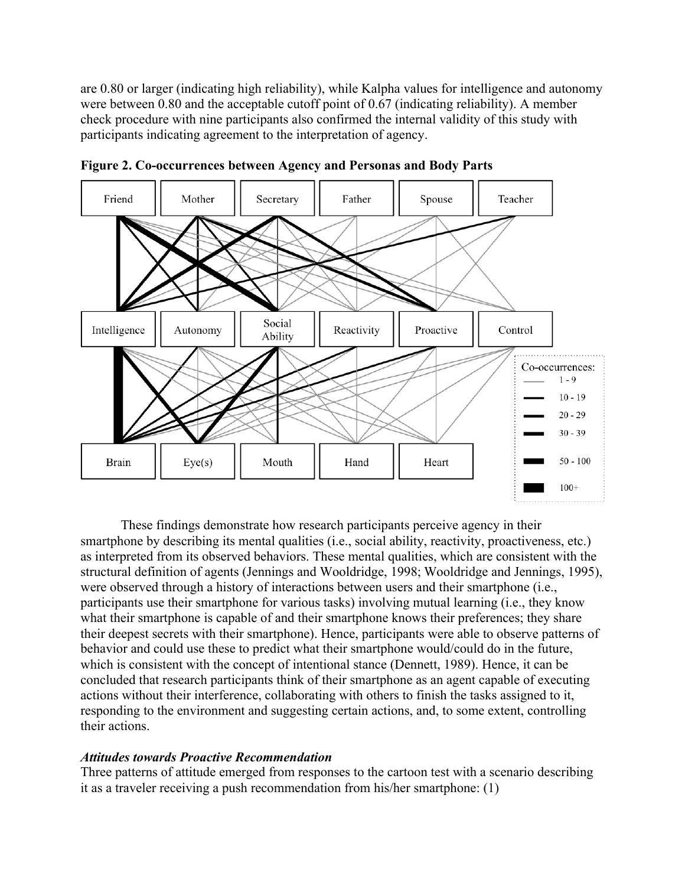are 0.80 or larger (indicating high reliability), while Kalpha values for intelligence and autonomy were between 0.80 and the acceptable cutoff point of 0.67 (indicating reliability). A member check procedure with nine participants also confirmed the internal validity of this study with participants indicating agreement to the interpretation of agency.

**Figure 2. Co-occurrences between Agency and Personas and Body Parts**

These findings demonstrate how research participants perceive agency in their smartphone by describing its mental qualities (i.e., social ability, reactivity, proactiveness, etc.) as interpreted from its observed behaviors. These mental qualities, which are consistent with the structural definition of agents (Jennings and Wooldridge, 1998; Wooldridge and Jennings, 1995), were observed through a history of interactions between users and their smartphone (i.e., participants use their smartphone for various tasks) involving mutual learning (i.e., they know what their smartphone is capable of and their smartphone knows their preferences; they share their deepest secrets with their smartphone). Hence, participants were able to observe patterns of behavior and could use these to predict what their smartphone would/could do in the future, which is consistent with the concept of intentional stance (Dennett, 1989). Hence, it can be concluded that research participants think of their smartphone as an agent capable of executing actions without their interference, collaborating with others to finish the tasks assigned to it, responding to the environment and suggesting certain actions, and, to some extent, controlling their actions.

### *Attitudes towards Proactive Recommendation*

Three patterns of attitude emerged from responses to the cartoon test with a scenario describing it as a traveler receiving a push recommendation from his/her smartphone: (1)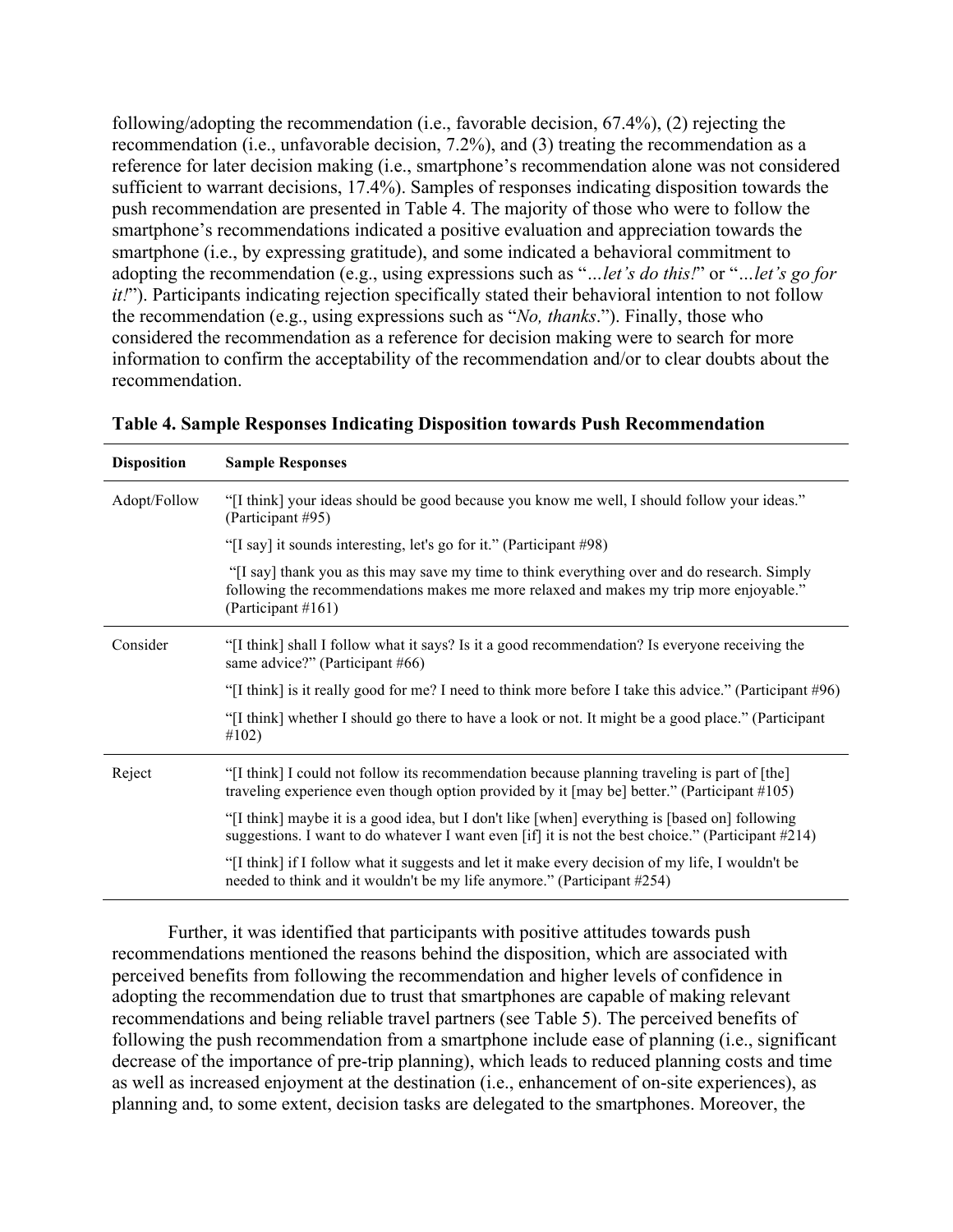following/adopting the recommendation (i.e., favorable decision, 67.4%), (2) rejecting the recommendation (i.e., unfavorable decision, 7.2%), and (3) treating the recommendation as a reference for later decision making (i.e., smartphone's recommendation alone was not considered sufficient to warrant decisions, 17.4%). Samples of responses indicating disposition towards the push recommendation are presented in Table 4. The majority of those who were to follow the smartphone's recommendations indicated a positive evaluation and appreciation towards the smartphone (i.e., by expressing gratitude), and some indicated a behavioral commitment to adopting the recommendation (e.g., using expressions such as "*…let's do this!*" or "*…let's go for it!*"). Participants indicating rejection specifically stated their behavioral intention to not follow the recommendation (e.g., using expressions such as "*No, thanks*."). Finally, those who considered the recommendation as a reference for decision making were to search for more information to confirm the acceptability of the recommendation and/or to clear doubts about the recommendation.

**Table 4. Sample Responses Indicating Disposition towards Push Recommendation**

| Disposition | Sample Responses |
| --- | --- |
| Adopt/Follow | "[I think] your ideas should be good because you know me well, I should follow your ideas." (Participant #95) |
| | "[I say] it sounds interesting, let's go for it." (Participant #98) |
| | "[I say] thank you as this may save my time to think everything over and do research. Simply following the recommendations makes me more relaxed and makes my trip more enjoyable." (Participant #161) |
| Consider | "[I think] shall I follow what it says? Is it a good recommendation? Is everyone receiving the same advice?" (Participant #66) |
| | "[I think] is it really good for me? I need to think more before I take this advice." (Participant #96) |
| | "[I think] whether I should go there to have a look or not. It might be a good place." (Participant #102) |
| Reject | "[I think] I could not follow its recommendation because planning traveling is part of [the] traveling experience even though option provided by it [may be] better." (Participant #105) |
| | "[I think] maybe it is a good idea, but I don't like [when] everything is [based on] following suggestions. I want to do whatever I want even [if] it is not the best choice." (Participant #214) |
| | "[I think] if I follow what it suggests and let it make every decision of my life, I wouldn't be needed to think and it wouldn't be my life anymore." (Participant #254) |

Further, it was identified that participants with positive attitudes towards push recommendations mentioned the reasons behind the disposition, which are associated with perceived benefits from following the recommendation and higher levels of confidence in adopting the recommendation due to trust that smartphones are capable of making relevant recommendations and being reliable travel partners (see Table 5). The perceived benefits of following the push recommendation from a smartphone include ease of planning (i.e., significant decrease of the importance of pre-trip planning), which leads to reduced planning costs and time as well as increased enjoyment at the destination (i.e., enhancement of on-site experiences), as planning and, to some extent, decision tasks are delegated to the smartphones. Moreover, the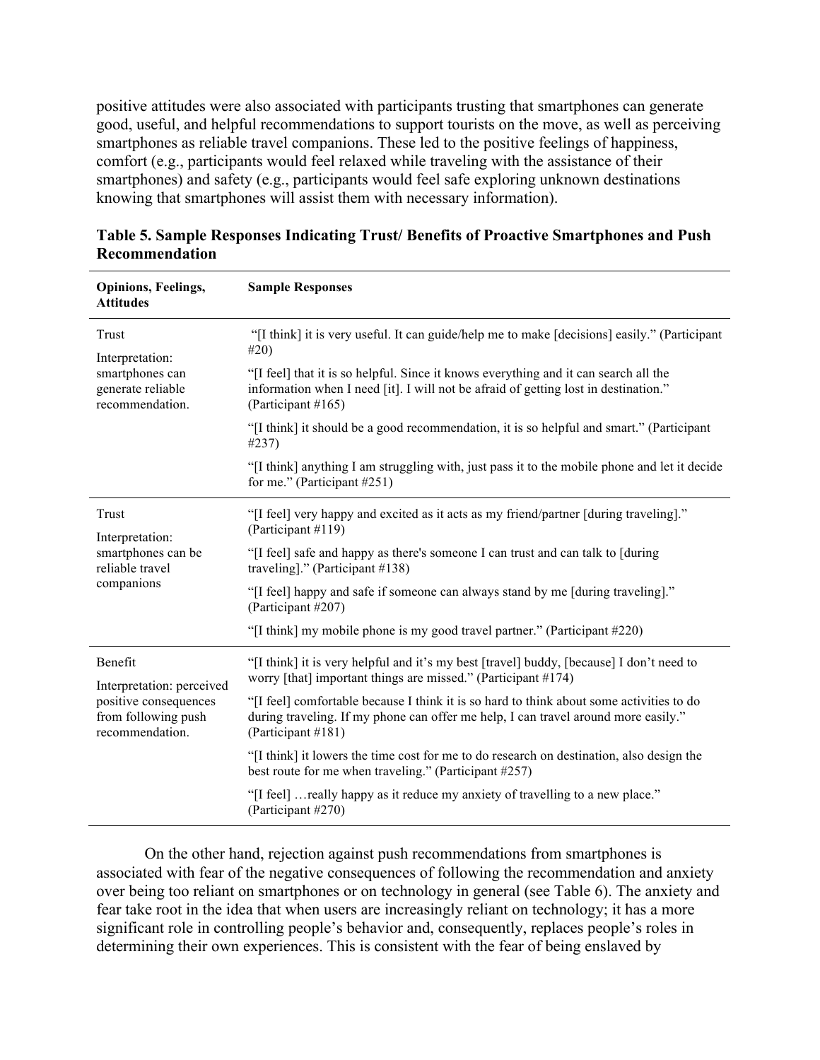positive attitudes were also associated with participants trusting that smartphones can generate good, useful, and helpful recommendations to support tourists on the move, as well as perceiving smartphones as reliable travel companions. These led to the positive feelings of happiness, comfort (e.g., participants would feel relaxed while traveling with the assistance of their smartphones) and safety (e.g., participants would feel safe exploring unknown destinations knowing that smartphones will assist them with necessary information).

**Table 5. Sample Responses Indicating Trust/ Benefits of Proactive Smartphones and Push Recommendation**

| Opinions, Feelings, Attitudes | Sample Responses |
|---|---|
| Trust<br>Interpretation: smartphones can generate reliable recommendation. | "[I think] it is very useful. It can guide/help me to make [decisions] easily." (Participant #20) |
| | "[I feel] that it is so helpful. Since it knows everything and it can search all the information when I need [it]. I will not be afraid of getting lost in destination." (Participant #165) |
| | "[I think] it should be a good recommendation, it is so helpful and smart." (Participant #237) |
| | "[I think] anything I am struggling with, just pass it to the mobile phone and let it decide for me." (Participant #251) |
| Trust<br>Interpretation: smartphones can be reliable travel companions | "[I feel] very happy and excited as it acts as my friend/partner [during traveling]." (Participant #119) |
| | "[I feel] safe and happy as there's someone I can trust and can talk to [during traveling]." (Participant #138) |
| | "[I feel] happy and safe if someone can always stand by me [during traveling]." (Participant #207) |
| | "[I think] my mobile phone is my good travel partner." (Participant #220) |
| Benefit<br>Interpretation: perceived positive consequences from following push recommendation. | "[I think] it is very helpful and it's my best [travel] buddy, [because] I don't need to worry [that] important things are missed." (Participant #174) |
| | "[I feel] comfortable because I think it is so hard to think about some activities to do during traveling. If my phone can offer me help, I can travel around more easily." (Participant #181) |
| | "[I think] it lowers the time cost for me to do research on destination, also design the best route for me when traveling." (Participant #257) |
| | "[I feel] …really happy as it reduce my anxiety of travelling to a new place." (Participant #270) |

On the other hand, rejection against push recommendations from smartphones is associated with fear of the negative consequences of following the recommendation and anxiety over being too reliant on smartphones or on technology in general (see Table 6). The anxiety and fear take root in the idea that when users are increasingly reliant on technology; it has a more significant role in controlling people's behavior and, consequently, replaces people's roles in determining their own experiences. This is consistent with the fear of being enslaved by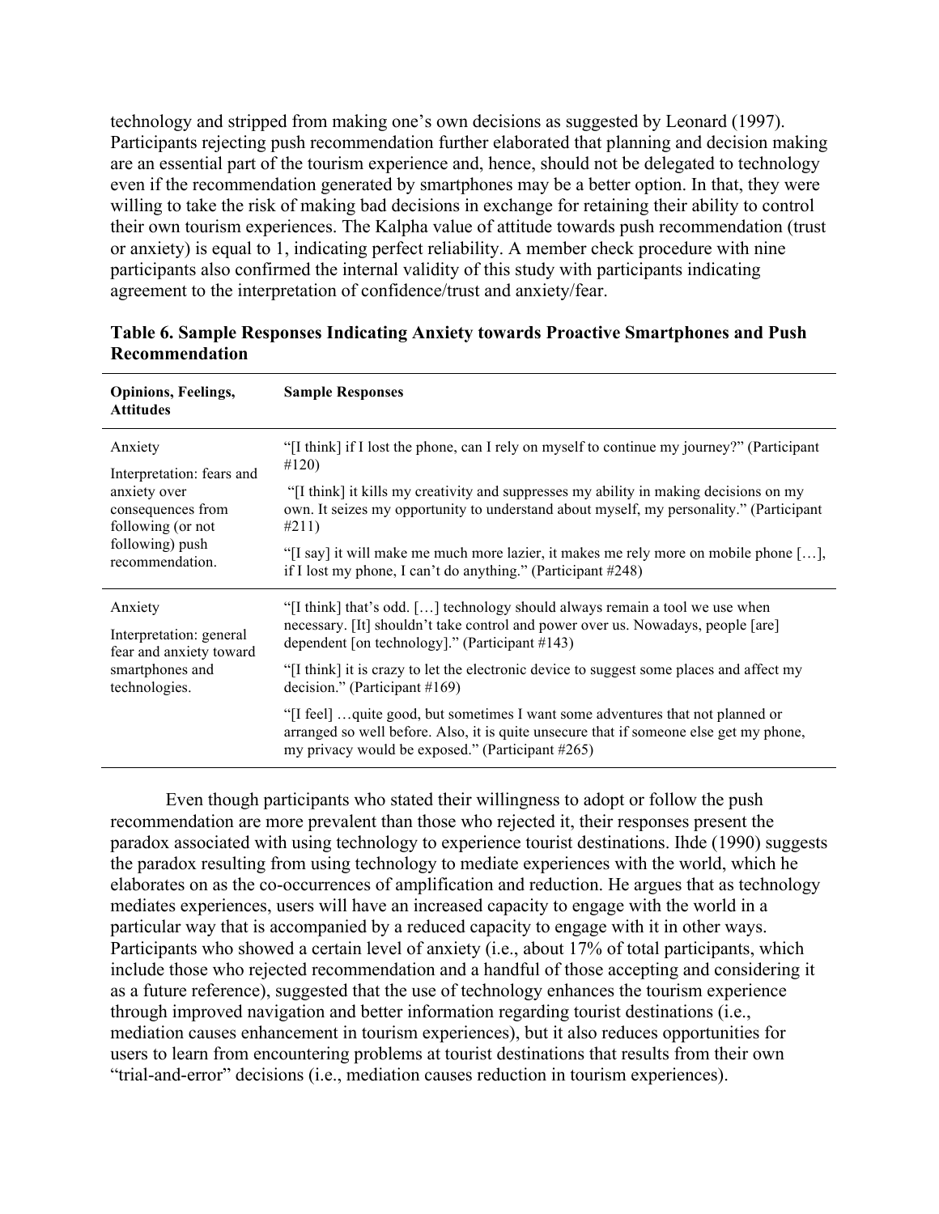technology and stripped from making one's own decisions as suggested by Leonard (1997). Participants rejecting push recommendation further elaborated that planning and decision making are an essential part of the tourism experience and, hence, should not be delegated to technology even if the recommendation generated by smartphones may be a better option. In that, they were willing to take the risk of making bad decisions in exchange for retaining their ability to control their own tourism experiences. The Kalpha value of attitude towards push recommendation (trust or anxiety) is equal to 1, indicating perfect reliability. A member check procedure with nine participants also confirmed the internal validity of this study with participants indicating agreement to the interpretation of confidence/trust and anxiety/fear.

**Table 6. Sample Responses Indicating Anxiety towards Proactive Smartphones and Push Recommendation**

| Opinions, Feelings, Attitudes | Sample Responses |
|---|---|
| Anxiety<br>Interpretation: fears and anxiety over consequences from following (or not following) push recommendation. | "[I think] if I lost the phone, can I rely on myself to continue my journey?" (Participant #120)<br>"[I think] it kills my creativity and suppresses my ability in making decisions on my own. It seizes my opportunity to understand about myself, my personality." (Participant #211)<br>"[I say] it will make me much more lazier, it makes me rely more on mobile phone […], if I lost my phone, I can't do anything." (Participant #248) |
| Anxiety<br>Interpretation: general fear and anxiety toward smartphones and technologies. | "[I think] that's odd. […] technology should always remain a tool we use when necessary. [It] shouldn't take control and power over us. Nowadays, people [are] dependent [on technology]." (Participant #143)<br>"[I think] it is crazy to let the electronic device to suggest some places and affect my decision." (Participant #169)<br>"[I feel] …quite good, but sometimes I want some adventures that not planned or arranged so well before. Also, it is quite unsecure that if someone else get my phone, my privacy would be exposed." (Participant #265) |

Even though participants who stated their willingness to adopt or follow the push recommendation are more prevalent than those who rejected it, their responses present the paradox associated with using technology to experience tourist destinations. Ihde (1990) suggests the paradox resulting from using technology to mediate experiences with the world, which he elaborates on as the co-occurrences of amplification and reduction. He argues that as technology mediates experiences, users will have an increased capacity to engage with the world in a particular way that is accompanied by a reduced capacity to engage with it in other ways. Participants who showed a certain level of anxiety (i.e., about 17% of total participants, which include those who rejected recommendation and a handful of those accepting and considering it as a future reference), suggested that the use of technology enhances the tourism experience through improved navigation and better information regarding tourist destinations (i.e., mediation causes enhancement in tourism experiences), but it also reduces opportunities for users to learn from encountering problems at tourist destinations that results from their own "trial-and-error" decisions (i.e., mediation causes reduction in tourism experiences).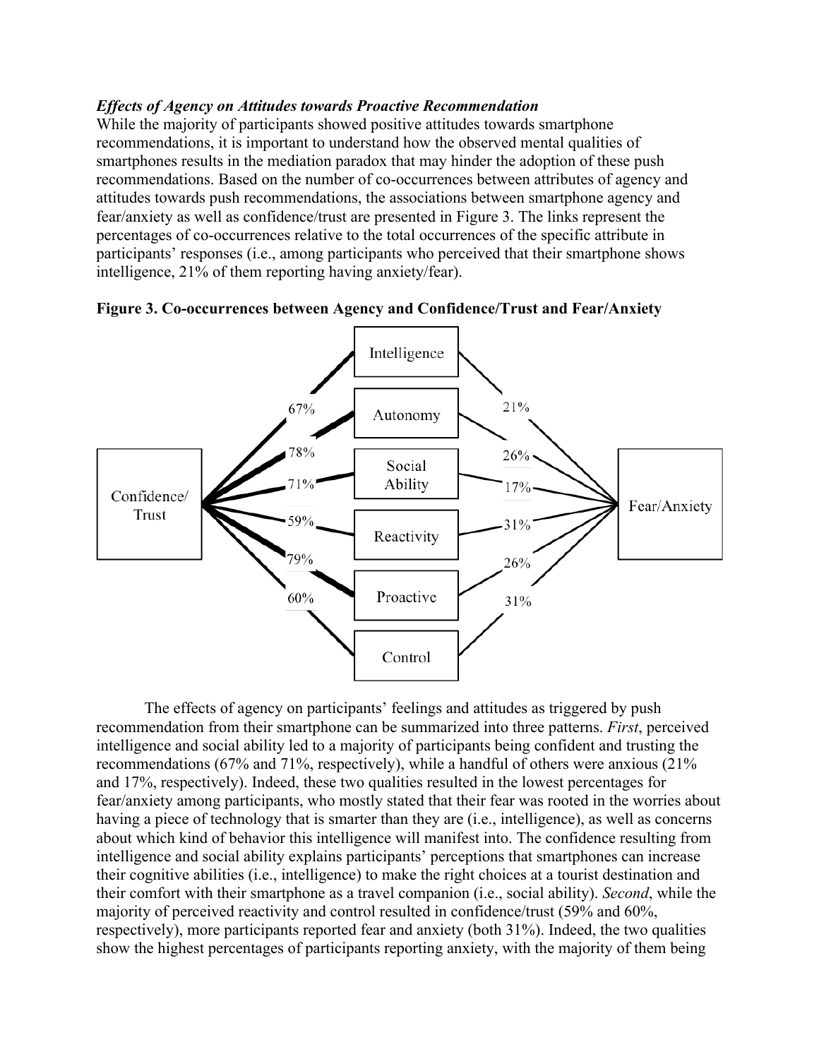### *Effects of Agency on Attitudes towards Proactive Recommendation*

While the majority of participants showed positive attitudes towards smartphone recommendations, it is important to understand how the observed mental qualities of smartphones results in the mediation paradox that may hinder the adoption of these push recommendations. Based on the number of co-occurrences between attributes of agency and attitudes towards push recommendations, the associations between smartphone agency and fear/anxiety as well as confidence/trust are presented in Figure 3. The links represent the percentages of co-occurrences relative to the total occurrences of the specific attribute in participants' responses (i.e., among participants who perceived that their smartphone shows intelligence, 21% of them reporting having anxiety/fear).

**Figure 3. Co-occurrences between Agency and Confidence/Trust and Fear/Anxiety**

| Agency attribute | Confidence/Trust | Fear/Anxiety |
| --- | --- | --- |
| Intelligence | 67% | 21% |
| Autonomy | 78% | 26% |
| Social Ability | 71% | 17% |
| Reactivity | 59% | 31% |
| Proactive | 79% | 26% |
| Control | 60% | 31% |

The effects of agency on participants' feelings and attitudes as triggered by push recommendation from their smartphone can be summarized into three patterns. *First*, perceived intelligence and social ability led to a majority of participants being confident and trusting the recommendations (67% and 71%, respectively), while a handful of others were anxious (21% and 17%, respectively). Indeed, these two qualities resulted in the lowest percentages for fear/anxiety among participants, who mostly stated that their fear was rooted in the worries about having a piece of technology that is smarter than they are (i.e., intelligence), as well as concerns about which kind of behavior this intelligence will manifest into. The confidence resulting from intelligence and social ability explains participants' perceptions that smartphones can increase their cognitive abilities (i.e., intelligence) to make the right choices at a tourist destination and their comfort with their smartphone as a travel companion (i.e., social ability). *Second*, while the majority of perceived reactivity and control resulted in confidence/trust (59% and 60%, respectively), more participants reported fear and anxiety (both 31%). Indeed, the two qualities show the highest percentages of participants reporting anxiety, with the majority of them being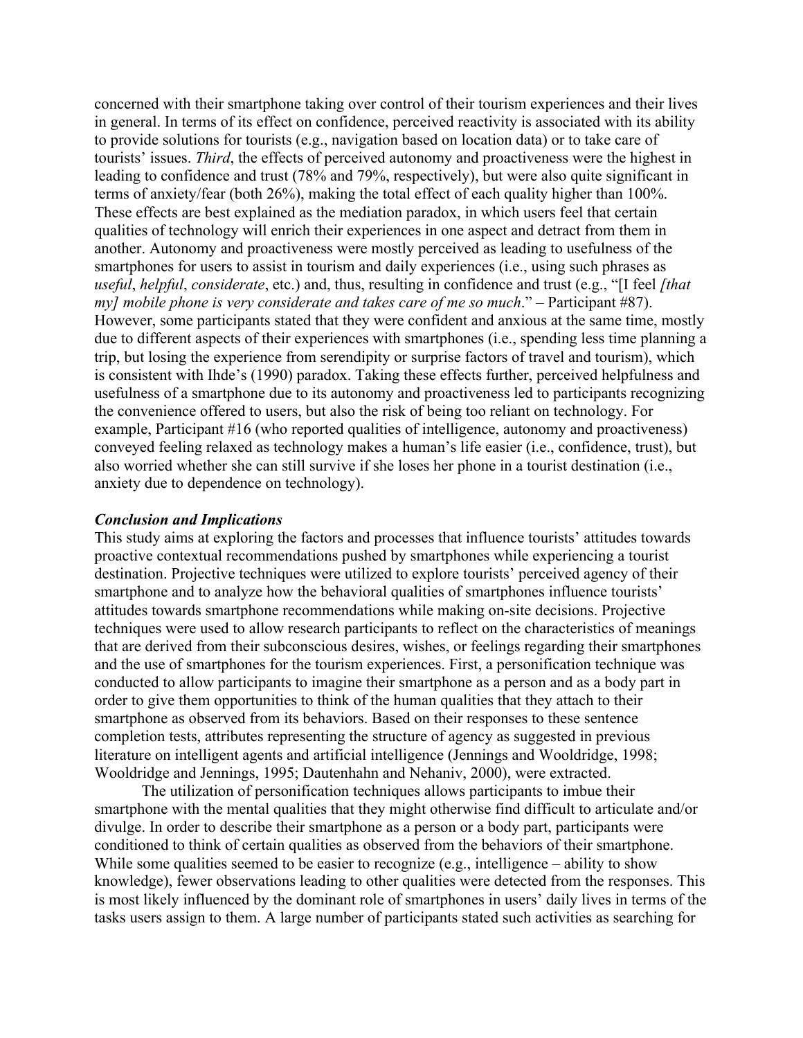concerned with their smartphone taking over control of their tourism experiences and their lives in general. In terms of its effect on confidence, perceived reactivity is associated with its ability to provide solutions for tourists (e.g., navigation based on location data) or to take care of tourists' issues. *Third*, the effects of perceived autonomy and proactiveness were the highest in leading to confidence and trust (78% and 79%, respectively), but were also quite significant in terms of anxiety/fear (both 26%), making the total effect of each quality higher than 100%. These effects are best explained as the mediation paradox, in which users feel that certain qualities of technology will enrich their experiences in one aspect and detract from them in another. Autonomy and proactiveness were mostly perceived as leading to usefulness of the smartphones for users to assist in tourism and daily experiences (i.e., using such phrases as *useful*, *helpful*, *considerate*, etc.) and, thus, resulting in confidence and trust (e.g., "[I feel *[that my] mobile phone is very considerate and takes care of me so much*." – Participant #87). However, some participants stated that they were confident and anxious at the same time, mostly due to different aspects of their experiences with smartphones (i.e., spending less time planning a trip, but losing the experience from serendipity or surprise factors of travel and tourism), which is consistent with Ihde's (1990) paradox. Taking these effects further, perceived helpfulness and usefulness of a smartphone due to its autonomy and proactiveness led to participants recognizing the convenience offered to users, but also the risk of being too reliant on technology. For example, Participant #16 (who reported qualities of intelligence, autonomy and proactiveness) conveyed feeling relaxed as technology makes a human's life easier (i.e., confidence, trust), but also worried whether she can still survive if she loses her phone in a tourist destination (i.e., anxiety due to dependence on technology).

### *Conclusion and Implications*

This study aims at exploring the factors and processes that influence tourists' attitudes towards proactive contextual recommendations pushed by smartphones while experiencing a tourist destination. Projective techniques were utilized to explore tourists' perceived agency of their smartphone and to analyze how the behavioral qualities of smartphones influence tourists' attitudes towards smartphone recommendations while making on-site decisions. Projective techniques were used to allow research participants to reflect on the characteristics of meanings that are derived from their subconscious desires, wishes, or feelings regarding their smartphones and the use of smartphones for the tourism experiences. First, a personification technique was conducted to allow participants to imagine their smartphone as a person and as a body part in order to give them opportunities to think of the human qualities that they attach to their smartphone as observed from its behaviors. Based on their responses to these sentence completion tests, attributes representing the structure of agency as suggested in previous literature on intelligent agents and artificial intelligence (Jennings and Wooldridge, 1998; Wooldridge and Jennings, 1995; Dautenhahn and Nehaniv, 2000), were extracted.

The utilization of personification techniques allows participants to imbue their smartphone with the mental qualities that they might otherwise find difficult to articulate and/or divulge. In order to describe their smartphone as a person or a body part, participants were conditioned to think of certain qualities as observed from the behaviors of their smartphone. While some qualities seemed to be easier to recognize (e.g., intelligence – ability to show knowledge), fewer observations leading to other qualities were detected from the responses. This is most likely influenced by the dominant role of smartphones in users' daily lives in terms of the tasks users assign to them. A large number of participants stated such activities as searching for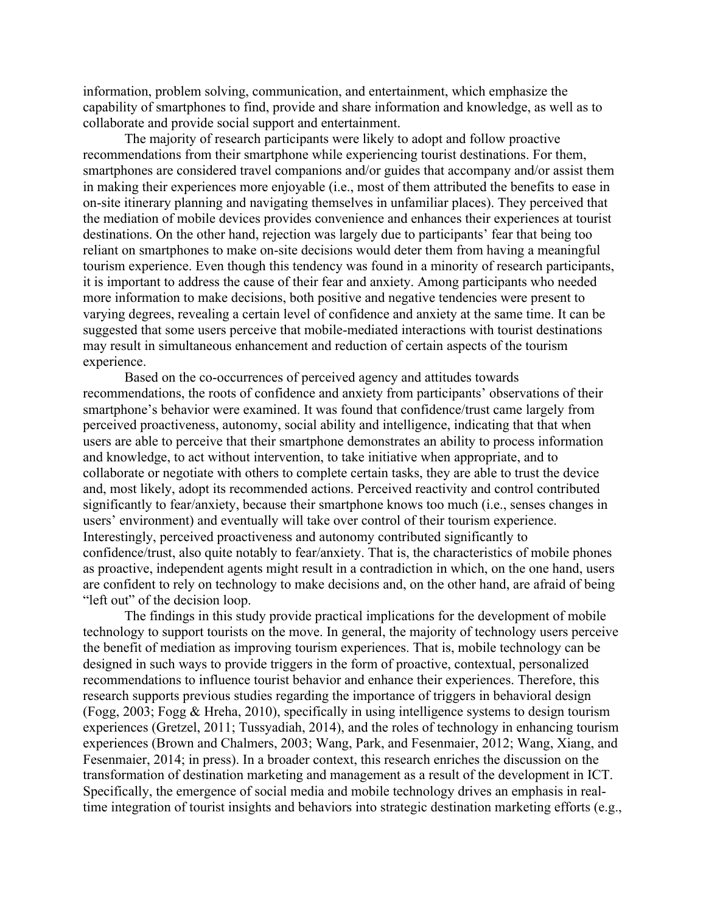information, problem solving, communication, and entertainment, which emphasize the capability of smartphones to find, provide and share information and knowledge, as well as to collaborate and provide social support and entertainment.

The majority of research participants were likely to adopt and follow proactive recommendations from their smartphone while experiencing tourist destinations. For them, smartphones are considered travel companions and/or guides that accompany and/or assist them in making their experiences more enjoyable (i.e., most of them attributed the benefits to ease in on-site itinerary planning and navigating themselves in unfamiliar places). They perceived that the mediation of mobile devices provides convenience and enhances their experiences at tourist destinations. On the other hand, rejection was largely due to participants' fear that being too reliant on smartphones to make on-site decisions would deter them from having a meaningful tourism experience. Even though this tendency was found in a minority of research participants, it is important to address the cause of their fear and anxiety. Among participants who needed more information to make decisions, both positive and negative tendencies were present to varying degrees, revealing a certain level of confidence and anxiety at the same time. It can be suggested that some users perceive that mobile-mediated interactions with tourist destinations may result in simultaneous enhancement and reduction of certain aspects of the tourism experience.

Based on the co-occurrences of perceived agency and attitudes towards recommendations, the roots of confidence and anxiety from participants' observations of their smartphone's behavior were examined. It was found that confidence/trust came largely from perceived proactiveness, autonomy, social ability and intelligence, indicating that that when users are able to perceive that their smartphone demonstrates an ability to process information and knowledge, to act without intervention, to take initiative when appropriate, and to collaborate or negotiate with others to complete certain tasks, they are able to trust the device and, most likely, adopt its recommended actions. Perceived reactivity and control contributed significantly to fear/anxiety, because their smartphone knows too much (i.e., senses changes in users' environment) and eventually will take over control of their tourism experience. Interestingly, perceived proactiveness and autonomy contributed significantly to confidence/trust, also quite notably to fear/anxiety. That is, the characteristics of mobile phones as proactive, independent agents might result in a contradiction in which, on the one hand, users are confident to rely on technology to make decisions and, on the other hand, are afraid of being "left out" of the decision loop.

The findings in this study provide practical implications for the development of mobile technology to support tourists on the move. In general, the majority of technology users perceive the benefit of mediation as improving tourism experiences. That is, mobile technology can be designed in such ways to provide triggers in the form of proactive, contextual, personalized recommendations to influence tourist behavior and enhance their experiences. Therefore, this research supports previous studies regarding the importance of triggers in behavioral design (Fogg, 2003; Fogg & Hreha, 2010), specifically in using intelligence systems to design tourism experiences (Gretzel, 2011; Tussyadiah, 2014), and the roles of technology in enhancing tourism experiences (Brown and Chalmers, 2003; Wang, Park, and Fesenmaier, 2012; Wang, Xiang, and Fesenmaier, 2014; in press). In a broader context, this research enriches the discussion on the transformation of destination marketing and management as a result of the development in ICT. Specifically, the emergence of social media and mobile technology drives an emphasis in real-time integration of tourist insights and behaviors into strategic destination marketing efforts (e.g.,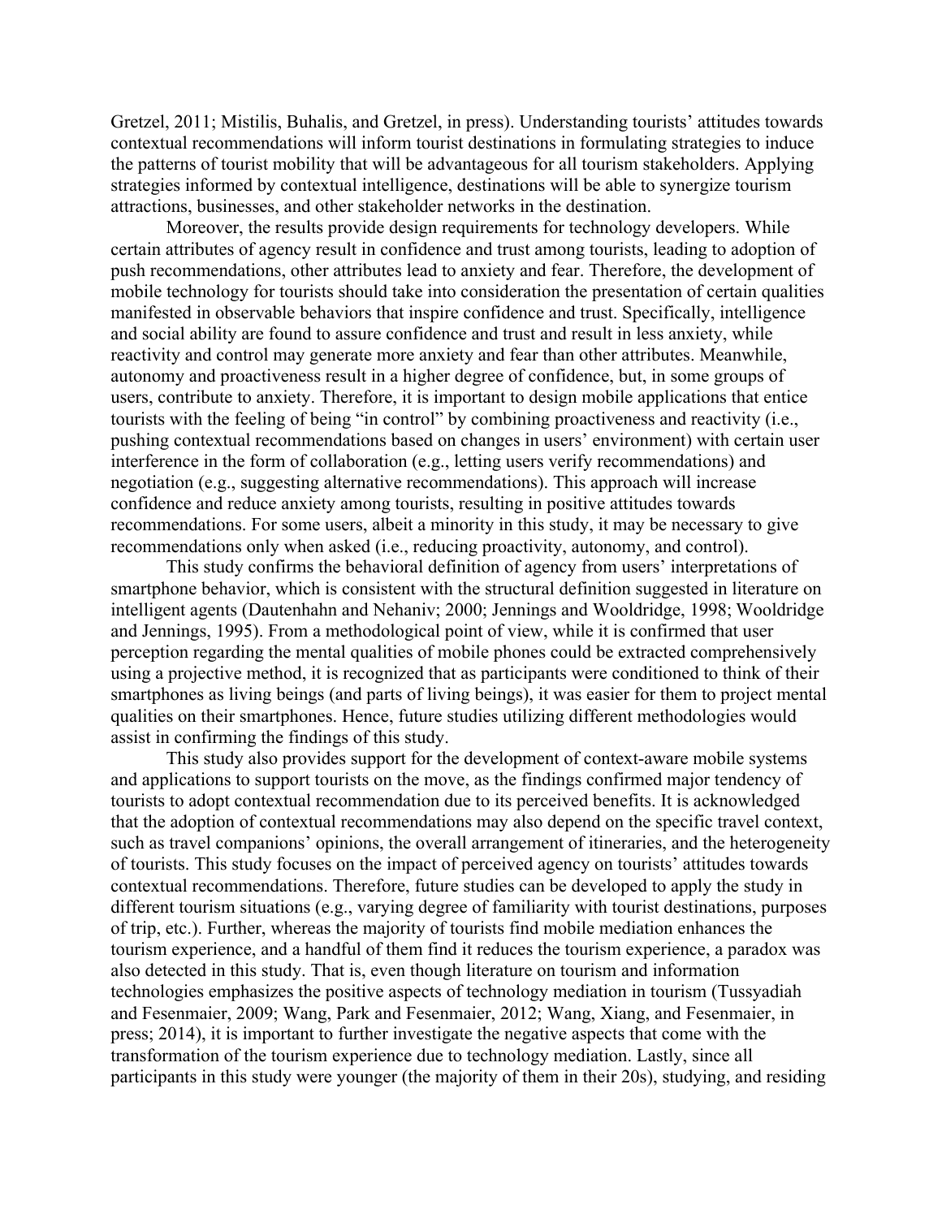Gretzel, 2011; Mistilis, Buhalis, and Gretzel, in press). Understanding tourists' attitudes towards contextual recommendations will inform tourist destinations in formulating strategies to induce the patterns of tourist mobility that will be advantageous for all tourism stakeholders. Applying strategies informed by contextual intelligence, destinations will be able to synergize tourism attractions, businesses, and other stakeholder networks in the destination.

Moreover, the results provide design requirements for technology developers. While certain attributes of agency result in confidence and trust among tourists, leading to adoption of push recommendations, other attributes lead to anxiety and fear. Therefore, the development of mobile technology for tourists should take into consideration the presentation of certain qualities manifested in observable behaviors that inspire confidence and trust. Specifically, intelligence and social ability are found to assure confidence and trust and result in less anxiety, while reactivity and control may generate more anxiety and fear than other attributes. Meanwhile, autonomy and proactiveness result in a higher degree of confidence, but, in some groups of users, contribute to anxiety. Therefore, it is important to design mobile applications that entice tourists with the feeling of being "in control" by combining proactiveness and reactivity (i.e., pushing contextual recommendations based on changes in users' environment) with certain user interference in the form of collaboration (e.g., letting users verify recommendations) and negotiation (e.g., suggesting alternative recommendations). This approach will increase confidence and reduce anxiety among tourists, resulting in positive attitudes towards recommendations. For some users, albeit a minority in this study, it may be necessary to give recommendations only when asked (i.e., reducing proactivity, autonomy, and control).

This study confirms the behavioral definition of agency from users' interpretations of smartphone behavior, which is consistent with the structural definition suggested in literature on intelligent agents (Dautenhahn and Nehaniv; 2000; Jennings and Wooldridge, 1998; Wooldridge and Jennings, 1995). From a methodological point of view, while it is confirmed that user perception regarding the mental qualities of mobile phones could be extracted comprehensively using a projective method, it is recognized that as participants were conditioned to think of their smartphones as living beings (and parts of living beings), it was easier for them to project mental qualities on their smartphones. Hence, future studies utilizing different methodologies would assist in confirming the findings of this study.

This study also provides support for the development of context-aware mobile systems and applications to support tourists on the move, as the findings confirmed major tendency of tourists to adopt contextual recommendation due to its perceived benefits. It is acknowledged that the adoption of contextual recommendations may also depend on the specific travel context, such as travel companions' opinions, the overall arrangement of itineraries, and the heterogeneity of tourists. This study focuses on the impact of perceived agency on tourists' attitudes towards contextual recommendations. Therefore, future studies can be developed to apply the study in different tourism situations (e.g., varying degree of familiarity with tourist destinations, purposes of trip, etc.). Further, whereas the majority of tourists find mobile mediation enhances the tourism experience, and a handful of them find it reduces the tourism experience, a paradox was also detected in this study. That is, even though literature on tourism and information technologies emphasizes the positive aspects of technology mediation in tourism (Tussyadiah and Fesenmaier, 2009; Wang, Park and Fesenmaier, 2012; Wang, Xiang, and Fesenmaier, in press; 2014), it is important to further investigate the negative aspects that come with the transformation of the tourism experience due to technology mediation. Lastly, since all participants in this study were younger (the majority of them in their 20s), studying, and residing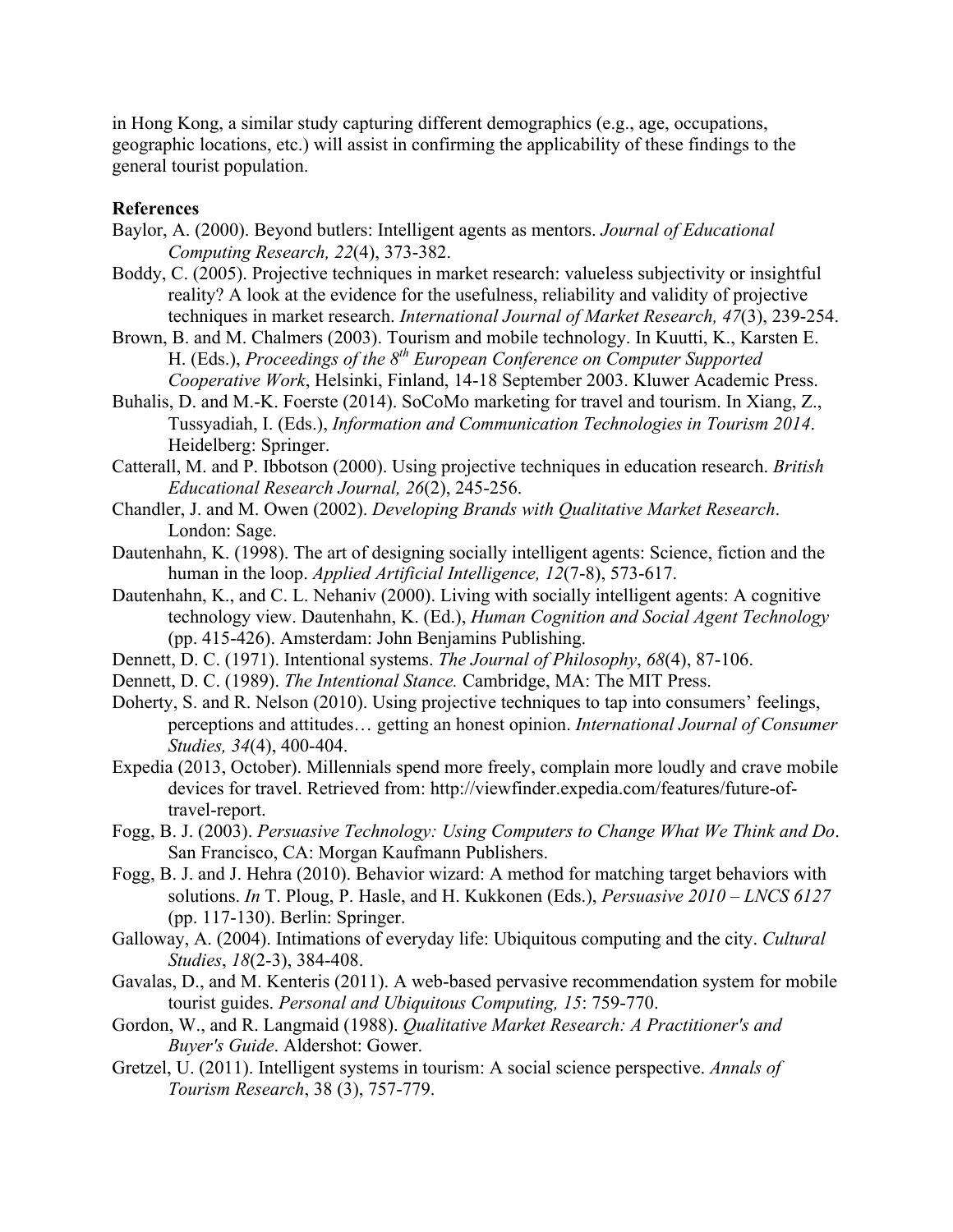in Hong Kong, a similar study capturing different demographics (e.g., age, occupations, geographic locations, etc.) will assist in confirming the applicability of these findings to the general tourist population.

**References**

Baylor, A. (2000). Beyond butlers: Intelligent agents as mentors. *Journal of Educational Computing Research, 22*(4), 373-382.

Boddy, C. (2005). Projective techniques in market research: valueless subjectivity or insightful reality? A look at the evidence for the usefulness, reliability and validity of projective techniques in market research. *International Journal of Market Research, 47*(3), 239-254.

Brown, B. and M. Chalmers (2003). Tourism and mobile technology. In Kuutti, K., Karsten E. H. (Eds.), *Proceedings of the 8th European Conference on Computer Supported Cooperative Work*, Helsinki, Finland, 14-18 September 2003. Kluwer Academic Press.

Buhalis, D. and M.-K. Foerste (2014). SoCoMo marketing for travel and tourism. In Xiang, Z., Tussyadiah, I. (Eds.), *Information and Communication Technologies in Tourism 2014*. Heidelberg: Springer.

Catterall, M. and P. Ibbotson (2000). Using projective techniques in education research. *British Educational Research Journal, 26*(2), 245-256.

Chandler, J. and M. Owen (2002). *Developing Brands with Qualitative Market Research*. London: Sage.

Dautenhahn, K. (1998). The art of designing socially intelligent agents: Science, fiction and the human in the loop. *Applied Artificial Intelligence, 12*(7-8), 573-617.

Dautenhahn, K., and C. L. Nehaniv (2000). Living with socially intelligent agents: A cognitive technology view. Dautenhahn, K. (Ed.), *Human Cognition and Social Agent Technology* (pp. 415-426). Amsterdam: John Benjamins Publishing.

Dennett, D. C. (1971). Intentional systems. *The Journal of Philosophy*, *68*(4), 87-106.

Dennett, D. C. (1989). *The Intentional Stance.* Cambridge, MA: The MIT Press.

Doherty, S. and R. Nelson (2010). Using projective techniques to tap into consumers' feelings, perceptions and attitudes… getting an honest opinion. *International Journal of Consumer Studies, 34*(4), 400-404.

Expedia (2013, October). Millennials spend more freely, complain more loudly and crave mobile devices for travel. Retrieved from: http://viewfinder.expedia.com/features/future-of-travel-report.

Fogg, B. J. (2003). *Persuasive Technology: Using Computers to Change What We Think and Do*. San Francisco, CA: Morgan Kaufmann Publishers.

Fogg, B. J. and J. Hehra (2010). Behavior wizard: A method for matching target behaviors with solutions. *In* T. Ploug, P. Hasle, and H. Kukkonen (Eds.), *Persuasive 2010 – LNCS 6127* (pp. 117-130). Berlin: Springer.

Galloway, A. (2004). Intimations of everyday life: Ubiquitous computing and the city. *Cultural Studies*, *18*(2-3), 384-408.

Gavalas, D., and M. Kenteris (2011). A web-based pervasive recommendation system for mobile tourist guides. *Personal and Ubiquitous Computing, 15*: 759-770.

Gordon, W., and R. Langmaid (1988). *Qualitative Market Research: A Practitioner's and Buyer's Guide*. Aldershot: Gower.

Gretzel, U. (2011). Intelligent systems in tourism: A social science perspective. *Annals of Tourism Research*, 38 (3), 757-779.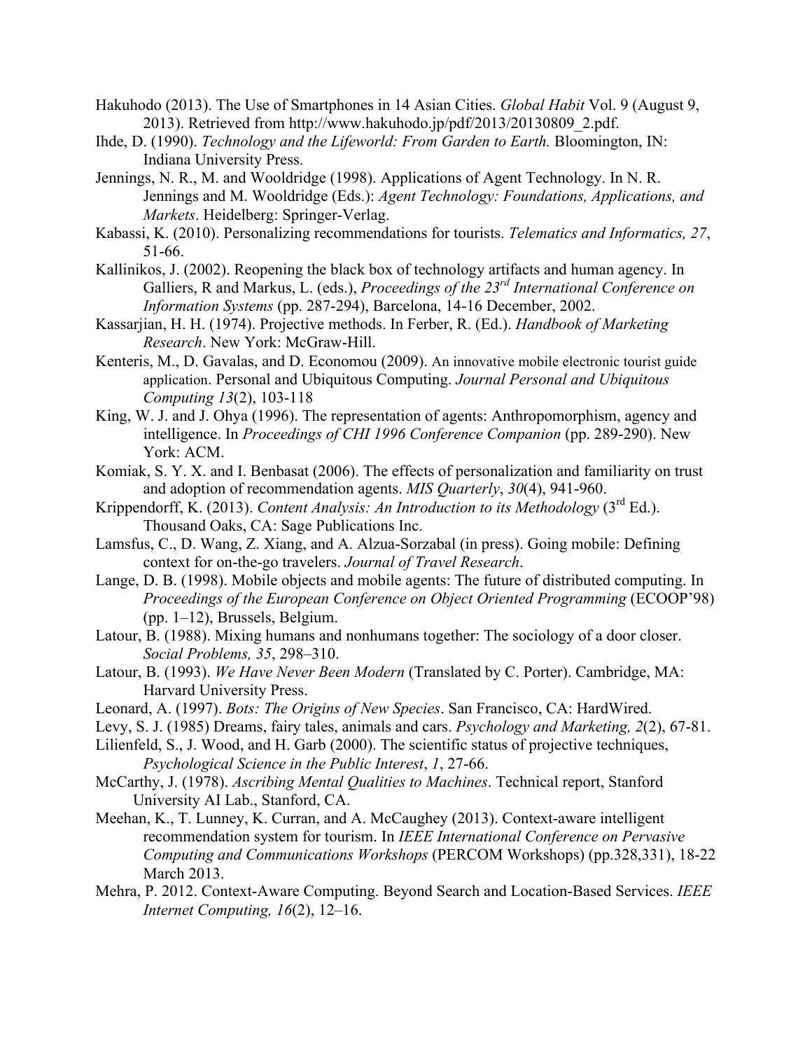Hakuhodo (2013). The Use of Smartphones in 14 Asian Cities. *Global Habit* Vol. 9 (August 9, 2013). Retrieved from http://www.hakuhodo.jp/pdf/2013/20130809_2.pdf.

Ihde, D. (1990). *Technology and the Lifeworld: From Garden to Earth.* Bloomington, IN: Indiana University Press.

Jennings, N. R., M. and Wooldridge (1998). Applications of Agent Technology. In N. R. Jennings and M. Wooldridge (Eds.): *Agent Technology: Foundations, Applications, and Markets*. Heidelberg: Springer-Verlag.

Kabassi, K. (2010). Personalizing recommendations for tourists. *Telematics and Informatics, 27*, 51-66.

Kallinikos, J. (2002). Reopening the black box of technology artifacts and human agency. In Galliers, R and Markus, L. (eds.), *Proceedings of the 23rd International Conference on Information Systems* (pp. 287-294), Barcelona, 14-16 December, 2002.

Kassarjian, H. H. (1974). Projective methods. In Ferber, R. (Ed.). *Handbook of Marketing Research*. New York: McGraw-Hill.

Kenteris, M., D. Gavalas, and D. Economou (2009). An innovative mobile electronic tourist guide application. Personal and Ubiquitous Computing. *Journal Personal and Ubiquitous Computing 13*(2), 103-118

King, W. J. and J. Ohya (1996). The representation of agents: Anthropomorphism, agency and intelligence. In *Proceedings of CHI 1996 Conference Companion* (pp. 289-290). New York: ACM.

Komiak, S. Y. X. and I. Benbasat (2006). The effects of personalization and familiarity on trust and adoption of recommendation agents. *MIS Quarterly*, *30*(4), 941-960.

Krippendorff, K. (2013). *Content Analysis: An Introduction to its Methodology* (3rd Ed.). Thousand Oaks, CA: Sage Publications Inc.

Lamsfus, C., D. Wang, Z. Xiang, and A. Alzua-Sorzabal (in press). Going mobile: Defining context for on-the-go travelers. *Journal of Travel Research*.

Lange, D. B. (1998). Mobile objects and mobile agents: The future of distributed computing. In *Proceedings of the European Conference on Object Oriented Programming* (ECOOP'98) (pp. 1–12), Brussels, Belgium.

Latour, B. (1988). Mixing humans and nonhumans together: The sociology of a door closer. *Social Problems, 35*, 298–310.

Latour, B. (1993). *We Have Never Been Modern* (Translated by C. Porter). Cambridge, MA: Harvard University Press.

Leonard, A. (1997). *Bots: The Origins of New Species*. San Francisco, CA: HardWired.

Levy, S. J. (1985) Dreams, fairy tales, animals and cars. *Psychology and Marketing, 2*(2), 67-81.

Lilienfeld, S., J. Wood, and H. Garb (2000). The scientific status of projective techniques, *Psychological Science in the Public Interest*, *1*, 27-66.

McCarthy, J. (1978). *Ascribing Mental Qualities to Machines*. Technical report, Stanford University AI Lab., Stanford, CA.

Meehan, K., T. Lunney, K. Curran, and A. McCaughey (2013). Context-aware intelligent recommendation system for tourism. In *IEEE International Conference on Pervasive Computing and Communications Workshops* (PERCOM Workshops) (pp.328,331), 18-22 March 2013.

Mehra, P. 2012. Context-Aware Computing. Beyond Search and Location-Based Services. *IEEE Internet Computing, 16*(2), 12–16.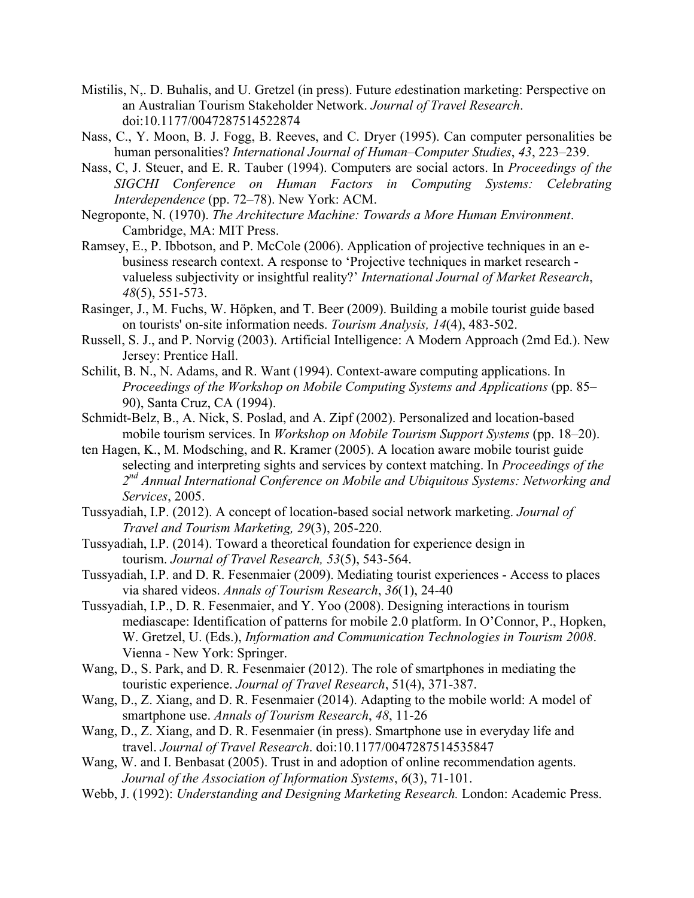Mistilis, N,. D. Buhalis, and U. Gretzel (in press). Future *e*destination marketing: Perspective on an Australian Tourism Stakeholder Network. *Journal of Travel Research*. doi:10.1177/0047287514522874

Nass, C., Y. Moon, B. J. Fogg, B. Reeves, and C. Dryer (1995). Can computer personalities be human personalities? *International Journal of Human–Computer Studies*, *43*, 223–239.

Nass, C, J. Steuer, and E. R. Tauber (1994). Computers are social actors. In *Proceedings of the SIGCHI Conference on Human Factors in Computing Systems: Celebrating Interdependence* (pp. 72–78). New York: ACM.

Negroponte, N. (1970). *The Architecture Machine: Towards a More Human Environment*. Cambridge, MA: MIT Press.

Ramsey, E., P. Ibbotson, and P. McCole (2006). Application of projective techniques in an e-business research context. A response to 'Projective techniques in market research - valueless subjectivity or insightful reality?' *International Journal of Market Research*, *48*(5), 551-573.

Rasinger, J., M. Fuchs, W. Höpken, and T. Beer (2009). Building a mobile tourist guide based on tourists' on-site information needs. *Tourism Analysis, 14*(4), 483-502.

Russell, S. J., and P. Norvig (2003). Artificial Intelligence: A Modern Approach (2md Ed.). New Jersey: Prentice Hall.

Schilit, B. N., N. Adams, and R. Want (1994). Context-aware computing applications. In *Proceedings of the Workshop on Mobile Computing Systems and Applications* (pp. 85–90), Santa Cruz, CA (1994).

Schmidt-Belz, B., A. Nick, S. Poslad, and A. Zipf (2002). Personalized and location-based mobile tourism services. In *Workshop on Mobile Tourism Support Systems* (pp. 18–20).

ten Hagen, K., M. Modsching, and R. Kramer (2005). A location aware mobile tourist guide selecting and interpreting sights and services by context matching. In *Proceedings of the 2nd Annual International Conference on Mobile and Ubiquitous Systems: Networking and Services*, 2005.

Tussyadiah, I.P. (2012). A concept of location-based social network marketing. *Journal of Travel and Tourism Marketing, 29*(3), 205-220.

Tussyadiah, I.P. (2014). Toward a theoretical foundation for experience design in tourism. *Journal of Travel Research, 53*(5), 543-564.

Tussyadiah, I.P. and D. R. Fesenmaier (2009). Mediating tourist experiences - Access to places via shared videos. *Annals of Tourism Research*, *36*(1), 24-40

Tussyadiah, I.P., D. R. Fesenmaier, and Y. Yoo (2008). Designing interactions in tourism mediascape: Identification of patterns for mobile 2.0 platform. In O'Connor, P., Hopken, W. Gretzel, U. (Eds.), *Information and Communication Technologies in Tourism 2008*. Vienna - New York: Springer.

Wang, D., S. Park, and D. R. Fesenmaier (2012). The role of smartphones in mediating the touristic experience. *Journal of Travel Research*, 51(4), 371-387.

Wang, D., Z. Xiang, and D. R. Fesenmaier (2014). Adapting to the mobile world: A model of smartphone use. *Annals of Tourism Research*, *48*, 11-26

Wang, D., Z. Xiang, and D. R. Fesenmaier (in press). Smartphone use in everyday life and travel. *Journal of Travel Research*. doi:10.1177/0047287514535847

Wang, W. and I. Benbasat (2005). Trust in and adoption of online recommendation agents. *Journal of the Association of Information Systems*, *6*(3), 71-101.

Webb, J. (1992): *Understanding and Designing Marketing Research.* London: Academic Press.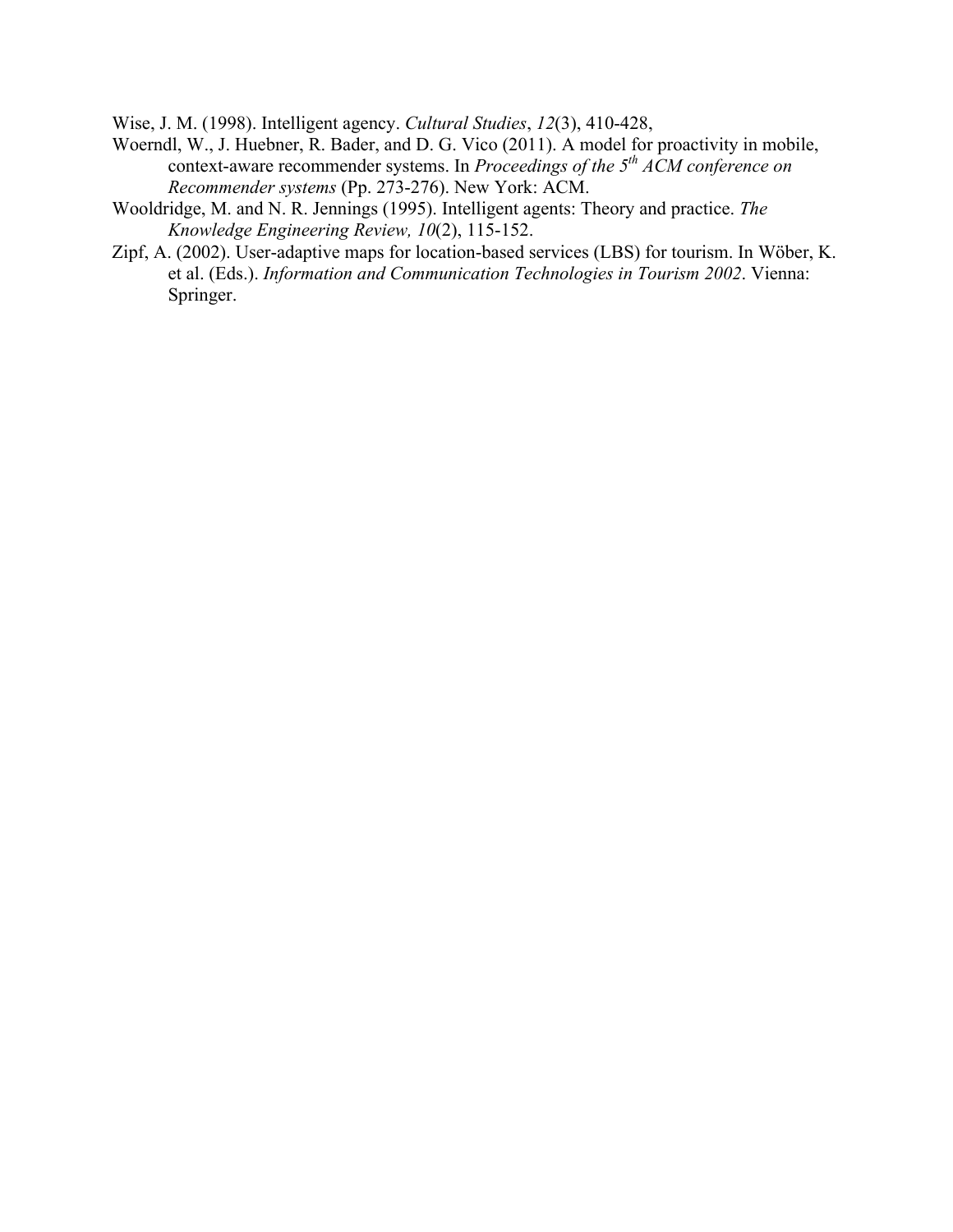Wise, J. M. (1998). Intelligent agency. *Cultural Studies*, *12*(3), 410-428,

Woerndl, W., J. Huebner, R. Bader, and D. G. Vico (2011). A model for proactivity in mobile, context-aware recommender systems. In *Proceedings of the 5th ACM conference on Recommender systems* (Pp. 273-276). New York: ACM.

Wooldridge, M. and N. R. Jennings (1995). Intelligent agents: Theory and practice. *The Knowledge Engineering Review, 10*(2), 115-152.

Zipf, A. (2002). User-adaptive maps for location-based services (LBS) for tourism. In Wöber, K. et al. (Eds.). *Information and Communication Technologies in Tourism 2002*. Vienna: Springer.